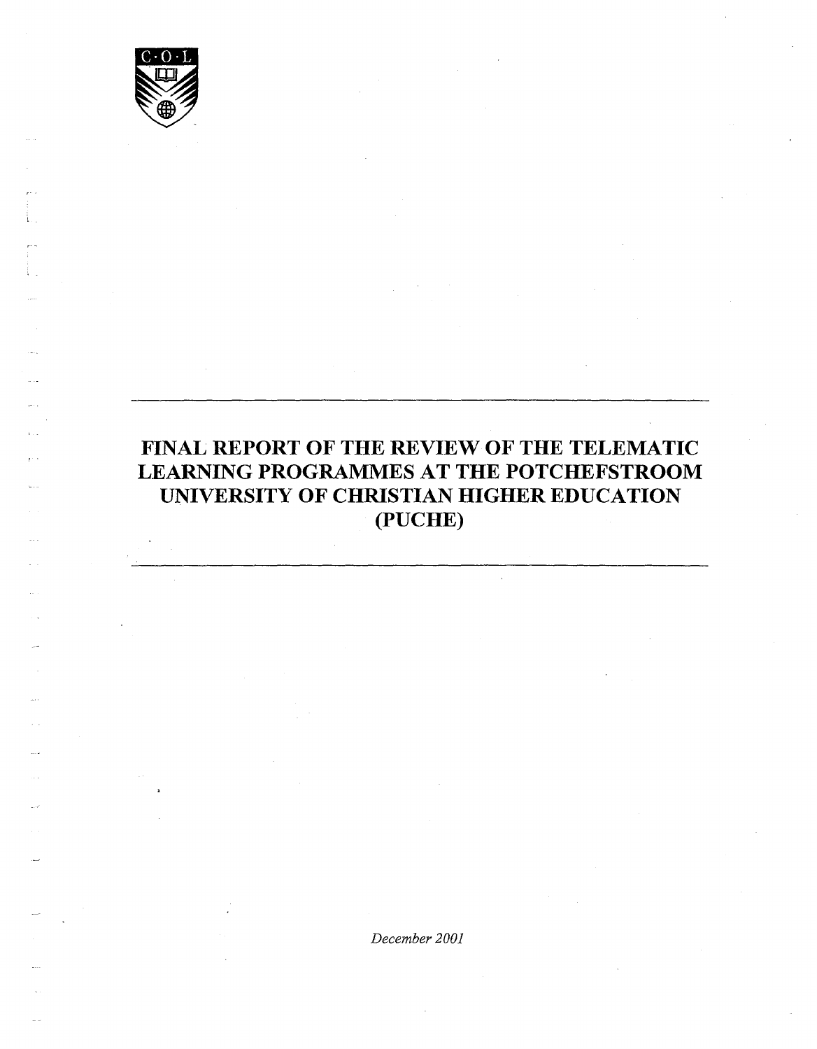C·O·L

# FINAL REPORT OF THE REVIEW OF THE TELEMATIC LEARNING PROGRAMMES AT THE POTCHEFSTROOM UNIVERSITY OF CHRISTIAN HIGHER EDUCATION (PUCHE)

*December 2001*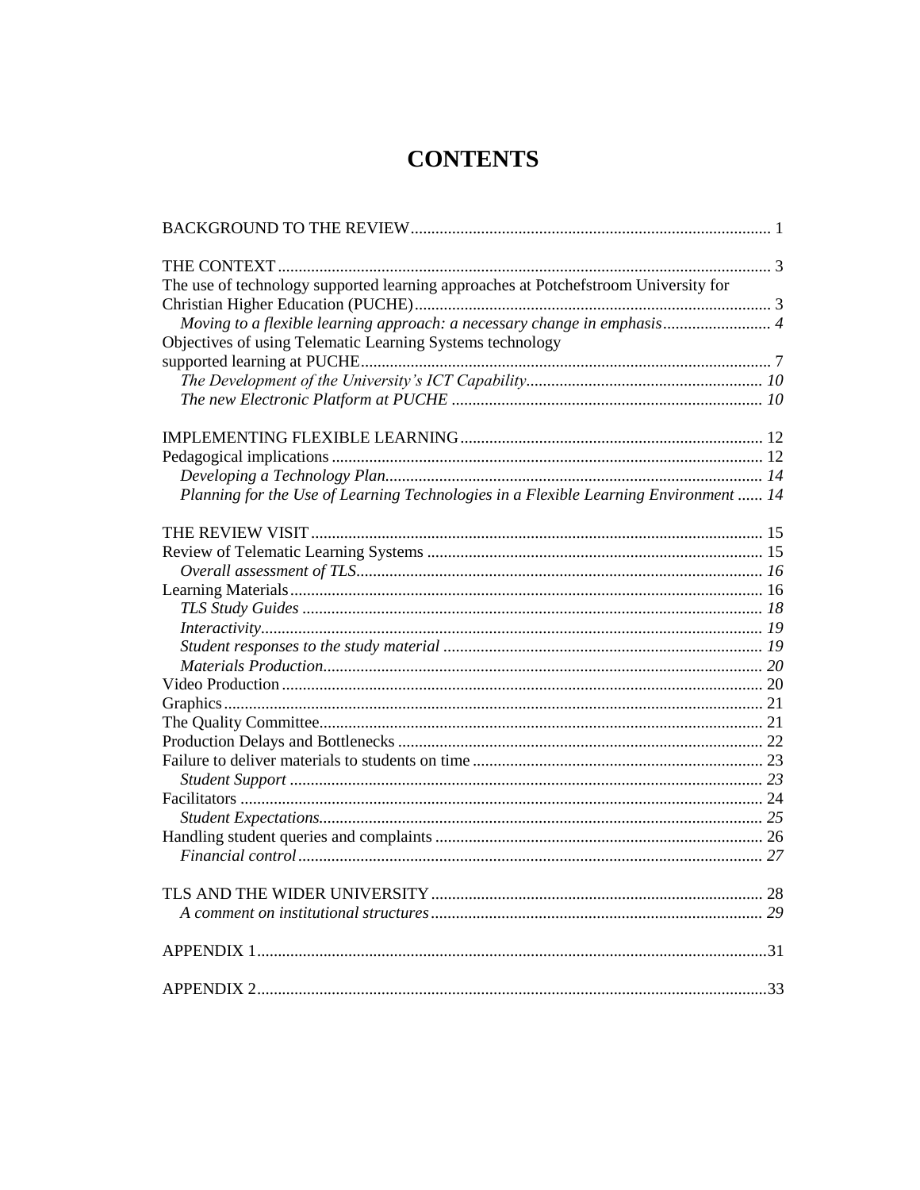# CONTENTS

BACKGROUND TO THE REVIEW ........ 1

THE CONTEXT ........ 3
The use of technology supported learning approaches at Potchefstroom University for Christian Higher Education (PUCHE) ........ 3
*Moving to a flexible learning approach: a necessary change in emphasis* ........ 4
Objectives of using Telematic Learning Systems technology supported learning at PUCHE ........ 7
*The Development of the University's ICT Capability* ........ 10
*The new Electronic Platform at PUCHE* ........ 10

IMPLEMENTING FLEXIBLE LEARNING ........ 12
Pedagogical implications ........ 12
*Developing a Technology Plan* ........ 14
*Planning for the Use of Learning Technologies in a Flexible Learning Environment* ........ 14

THE REVIEW VISIT ........ 15
Review of Telematic Learning Systems ........ 15
*Overall assessment of TLS* ........ 16
Learning Materials ........ 16
*TLS Study Guides* ........ 18
*Interactivity* ........ 19
*Student responses to the study material* ........ 19
*Materials Production* ........ 20
Video Production ........ 20
Graphics ........ 21
The Quality Committee ........ 21
Production Delays and Bottlenecks ........ 22
Failure to deliver materials to students on time ........ 23
*Student Support* ........ 23
Facilitators ........ 24
*Student Expectations* ........ 25
Handling student queries and complaints ........ 26
*Financial control* ........ 27

TLS AND THE WIDER UNIVERSITY ........ 28
*A comment on institutional structures* ........ 29

APPENDIX 1 ........ 31

APPENDIX 2 ........ 33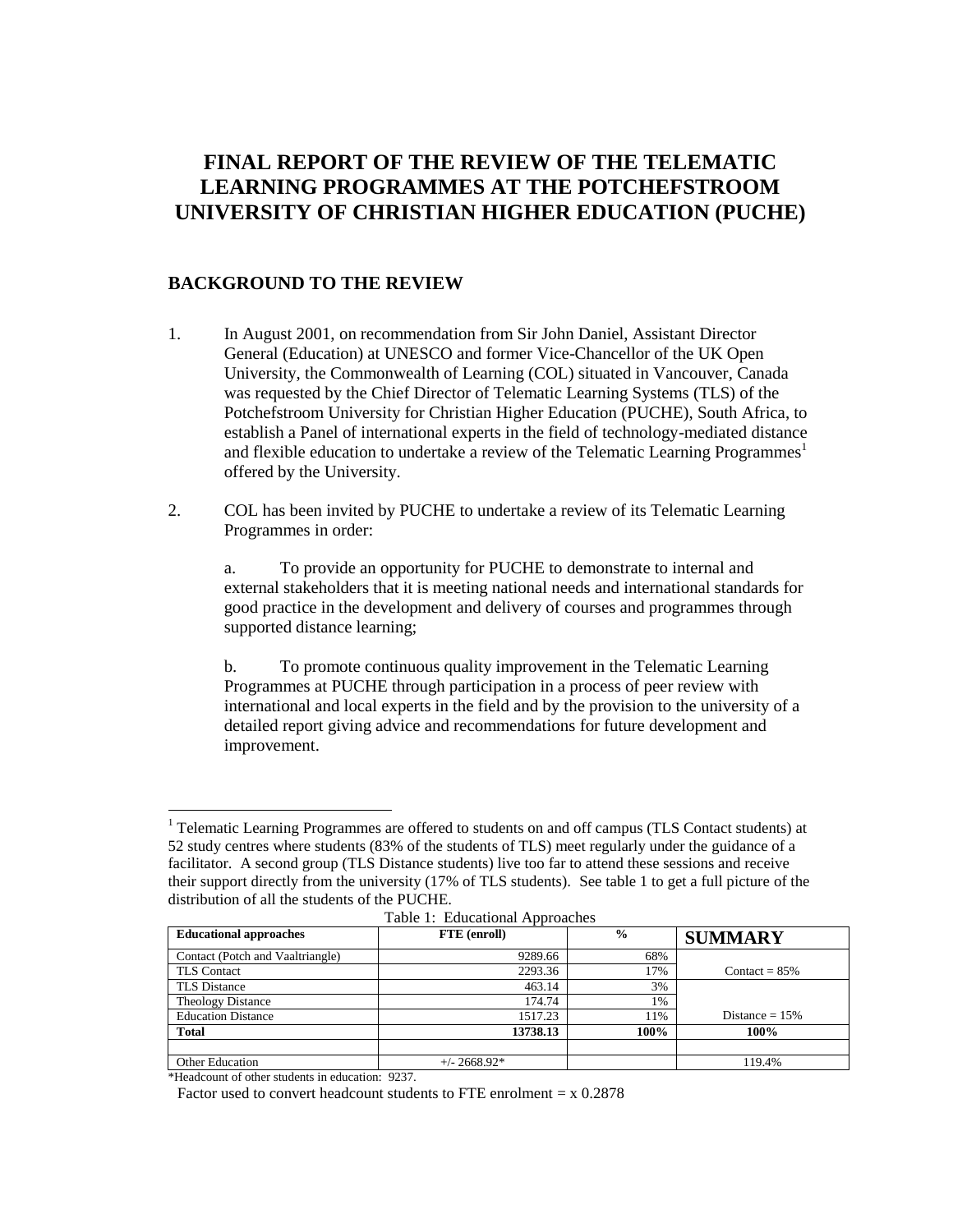# FINAL REPORT OF THE REVIEW OF THE TELEMATIC LEARNING PROGRAMMES AT THE POTCHEFSTROOM UNIVERSITY OF CHRISTIAN HIGHER EDUCATION (PUCHE)

## BACKGROUND TO THE REVIEW

1. In August 2001, on recommendation from Sir John Daniel, Assistant Director General (Education) at UNESCO and former Vice-Chancellor of the UK Open University, the Commonwealth of Learning (COL) situated in Vancouver, Canada was requested by the Chief Director of Telematic Learning Systems (TLS) of the Potchefstroom University for Christian Higher Education (PUCHE), South Africa, to establish a Panel of international experts in the field of technology-mediated distance and flexible education to undertake a review of the Telematic Learning Programmes[1] offered by the University.

2. COL has been invited by PUCHE to undertake a review of its Telematic Learning Programmes in order:

   a. To provide an opportunity for PUCHE to demonstrate to internal and external stakeholders that it is meeting national needs and international standards for good practice in the development and delivery of courses and programmes through supported distance learning;

   b. To promote continuous quality improvement in the Telematic Learning Programmes at PUCHE through participation in a process of peer review with international and local experts in the field and by the provision to the university of a detailed report giving advice and recommendations for future development and improvement.

---

[1] Telematic Learning Programmes are offered to students on and off campus (TLS Contact students) at 52 study centres where students (83% of the students of TLS) meet regularly under the guidance of a facilitator. A second group (TLS Distance students) live too far to attend these sessions and receive their support directly from the university (17% of TLS students). See table 1 to get a full picture of the distribution of all the students of the PUCHE.

Table 1: Educational Approaches

| Educational approaches | FTE (enroll) | % | SUMMARY |
|---|---|---|---|
| Contact (Potch and Vaaltriangle) | 9289.66 | 68% | |
| TLS Contact | 2293.36 | 17% | Contact = 85% |
| TLS Distance | 463.14 | 3% | |
| Theology Distance | 174.74 | 1% | |
| Education Distance | 1517.23 | 11% | Distance = 15% |
| **Total** | **13738.13** | **100%** | **100%** |
| | | | |
| Other Education | +/- 2668.92* | | 119.4% |

*Headcount of other students in education: 9237.

Factor used to convert headcount students to FTE enrolment = x 0.2878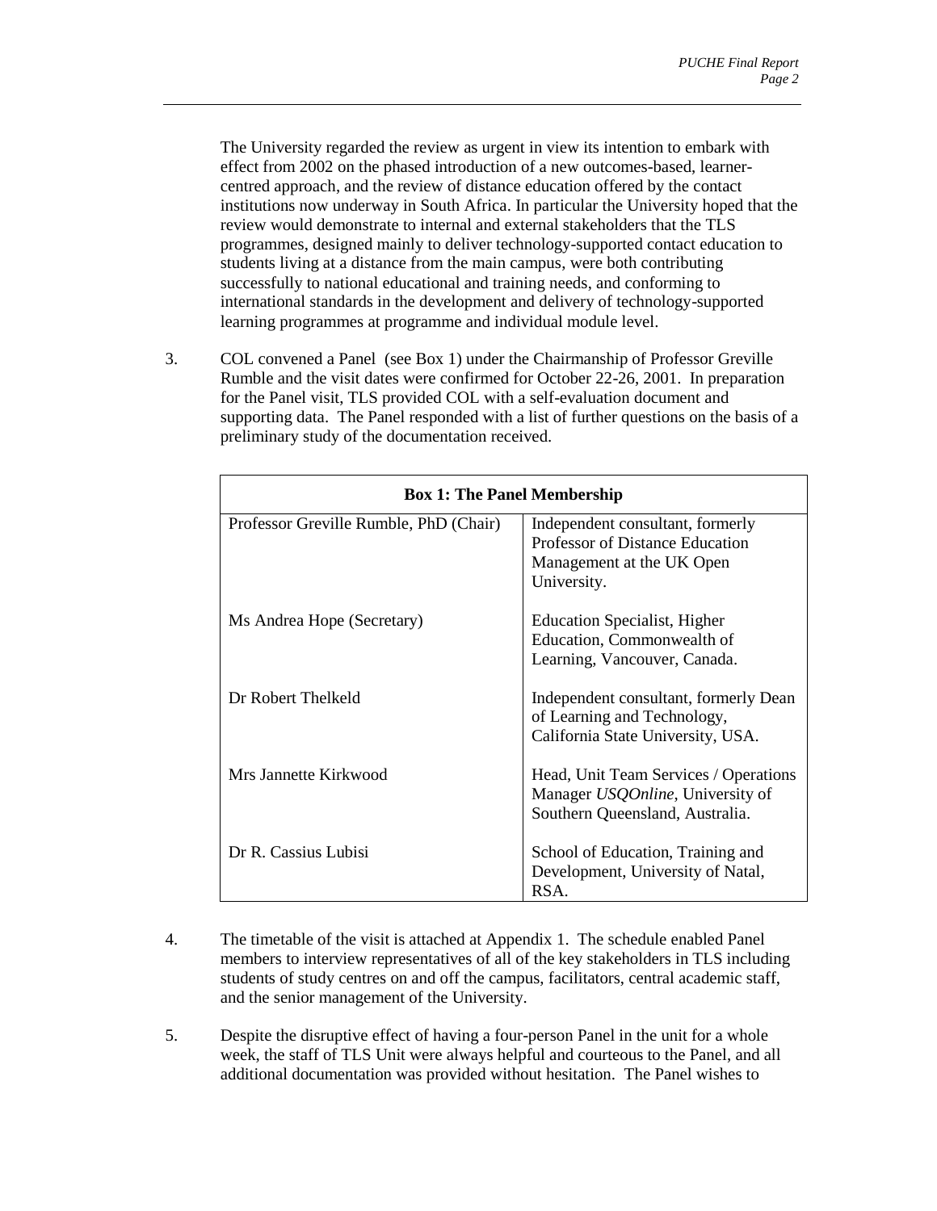The University regarded the review as urgent in view its intention to embark with effect from 2002 on the phased introduction of a new outcomes-based, learner-centred approach, and the review of distance education offered by the contact institutions now underway in South Africa. In particular the University hoped that the review would demonstrate to internal and external stakeholders that the TLS programmes, designed mainly to deliver technology-supported contact education to students living at a distance from the main campus, were both contributing successfully to national educational and training needs, and conforming to international standards in the development and delivery of technology-supported learning programmes at programme and individual module level.

3. COL convened a Panel (see Box 1) under the Chairmanship of Professor Greville Rumble and the visit dates were confirmed for October 22-26, 2001. In preparation for the Panel visit, TLS provided COL with a self-evaluation document and supporting data. The Panel responded with a list of further questions on the basis of a preliminary study of the documentation received.

| **Box 1: The Panel Membership** | |
|---|---|
| Professor Greville Rumble, PhD (Chair) | Independent consultant, formerly Professor of Distance Education Management at the UK Open University. |
| Ms Andrea Hope (Secretary) | Education Specialist, Higher Education, Commonwealth of Learning, Vancouver, Canada. |
| Dr Robert Thelkeld | Independent consultant, formerly Dean of Learning and Technology, California State University, USA. |
| Mrs Jannette Kirkwood | Head, Unit Team Services / Operations Manager *USQOnline*, University of Southern Queensland, Australia. |
| Dr R. Cassius Lubisi | School of Education, Training and Development, University of Natal, RSA. |

4. The timetable of the visit is attached at Appendix 1. The schedule enabled Panel members to interview representatives of all of the key stakeholders in TLS including students of study centres on and off the campus, facilitators, central academic staff, and the senior management of the University.

5. Despite the disruptive effect of having a four-person Panel in the unit for a whole week, the staff of TLS Unit were always helpful and courteous to the Panel, and all additional documentation was provided without hesitation. The Panel wishes to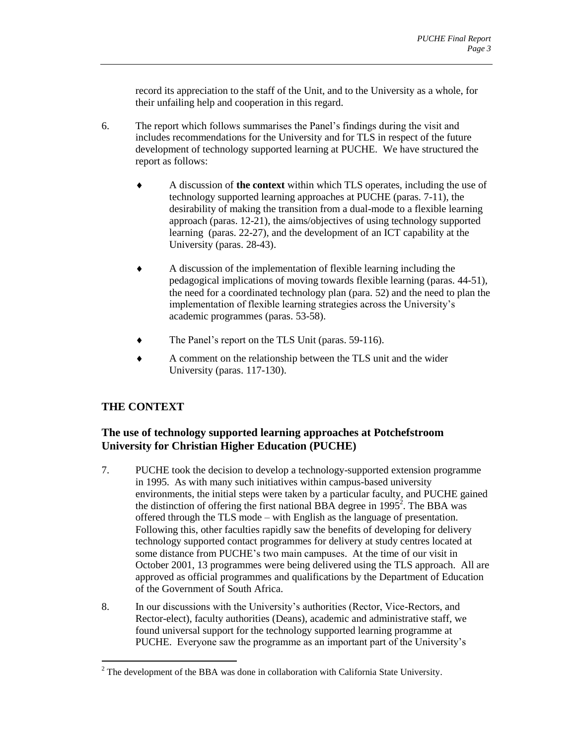record its appreciation to the staff of the Unit, and to the University as a whole, for their unfailing help and cooperation in this regard.

6. The report which follows summarises the Panel's findings during the visit and includes recommendations for the University and for TLS in respect of the future development of technology supported learning at PUCHE. We have structured the report as follows:

   - A discussion of **the context** within which TLS operates, including the use of technology supported learning approaches at PUCHE (paras. 7-11), the desirability of making the transition from a dual-mode to a flexible learning approach (paras. 12-21), the aims/objectives of using technology supported learning (paras. 22-27), and the development of an ICT capability at the University (paras. 28-43).
   - A discussion of the implementation of flexible learning including the pedagogical implications of moving towards flexible learning (paras. 44-51), the need for a coordinated technology plan (para. 52) and the need to plan the implementation of flexible learning strategies across the University's academic programmes (paras. 53-58).
   - The Panel's report on the TLS Unit (paras. 59-116).
   - A comment on the relationship between the TLS unit and the wider University (paras. 117-130).

## THE CONTEXT

### The use of technology supported learning approaches at Potchefstroom University for Christian Higher Education (PUCHE)

7. PUCHE took the decision to develop a technology-supported extension programme in 1995. As with many such initiatives within campus-based university environments, the initial steps were taken by a particular faculty, and PUCHE gained the distinction of offering the first national BBA degree in 1995[2]. The BBA was offered through the TLS mode – with English as the language of presentation. Following this, other faculties rapidly saw the benefits of developing for delivery technology supported contact programmes for delivery at study centres located at some distance from PUCHE's two main campuses. At the time of our visit in October 2001, 13 programmes were being delivered using the TLS approach. All are approved as official programmes and qualifications by the Department of Education of the Government of South Africa.

8. In our discussions with the University's authorities (Rector, Vice-Rectors, and Rector-elect), faculty authorities (Deans), academic and administrative staff, we found universal support for the technology supported learning programme at PUCHE. Everyone saw the programme as an important part of the University's

[2] The development of the BBA was done in collaboration with California State University.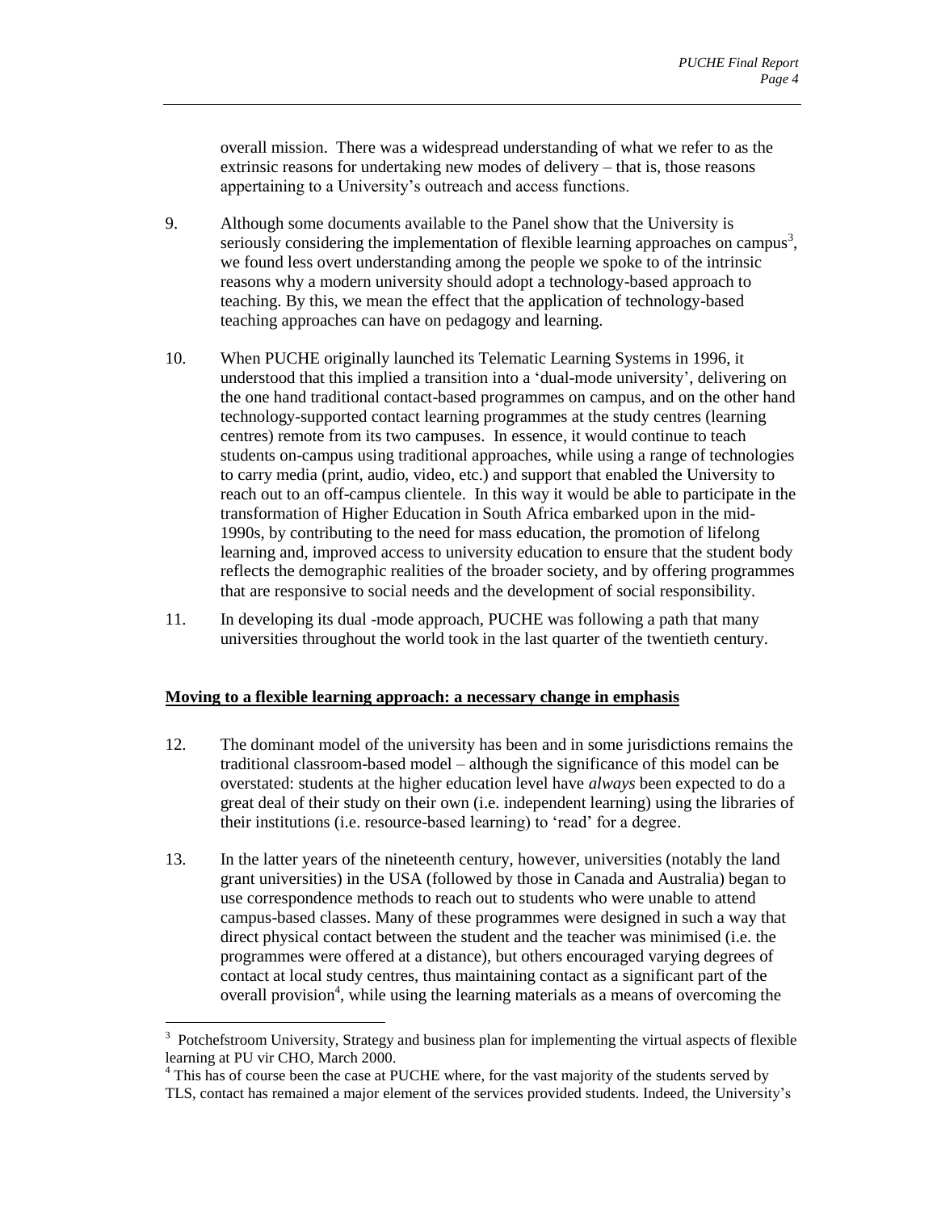overall mission. There was a widespread understanding of what we refer to as the extrinsic reasons for undertaking new modes of delivery – that is, those reasons appertaining to a University's outreach and access functions.

9. Although some documents available to the Panel show that the University is seriously considering the implementation of flexible learning approaches on campus[3], we found less overt understanding among the people we spoke to of the intrinsic reasons why a modern university should adopt a technology-based approach to teaching. By this, we mean the effect that the application of technology-based teaching approaches can have on pedagogy and learning.

10. When PUCHE originally launched its Telematic Learning Systems in 1996, it understood that this implied a transition into a 'dual-mode university', delivering on the one hand traditional contact-based programmes on campus, and on the other hand technology-supported contact learning programmes at the study centres (learning centres) remote from its two campuses. In essence, it would continue to teach students on-campus using traditional approaches, while using a range of technologies to carry media (print, audio, video, etc.) and support that enabled the University to reach out to an off-campus clientele. In this way it would be able to participate in the transformation of Higher Education in South Africa embarked upon in the mid-1990s, by contributing to the need for mass education, the promotion of lifelong learning and, improved access to university education to ensure that the student body reflects the demographic realities of the broader society, and by offering programmes that are responsive to social needs and the development of social responsibility.

11. In developing its dual -mode approach, PUCHE was following a path that many universities throughout the world took in the last quarter of the twentieth century.

**Moving to a flexible learning approach: a necessary change in emphasis**

12. The dominant model of the university has been and in some jurisdictions remains the traditional classroom-based model – although the significance of this model can be overstated: students at the higher education level have *always* been expected to do a great deal of their study on their own (i.e. independent learning) using the libraries of their institutions (i.e. resource-based learning) to 'read' for a degree.

13. In the latter years of the nineteenth century, however, universities (notably the land grant universities) in the USA (followed by those in Canada and Australia) began to use correspondence methods to reach out to students who were unable to attend campus-based classes. Many of these programmes were designed in such a way that direct physical contact between the student and the teacher was minimised (i.e. the programmes were offered at a distance), but others encouraged varying degrees of contact at local study centres, thus maintaining contact as a significant part of the overall provision[4], while using the learning materials as a means of overcoming the

[3] Potchefstroom University, Strategy and business plan for implementing the virtual aspects of flexible learning at PU vir CHO, March 2000.

[4] This has of course been the case at PUCHE where, for the vast majority of the students served by TLS, contact has remained a major element of the services provided students. Indeed, the University's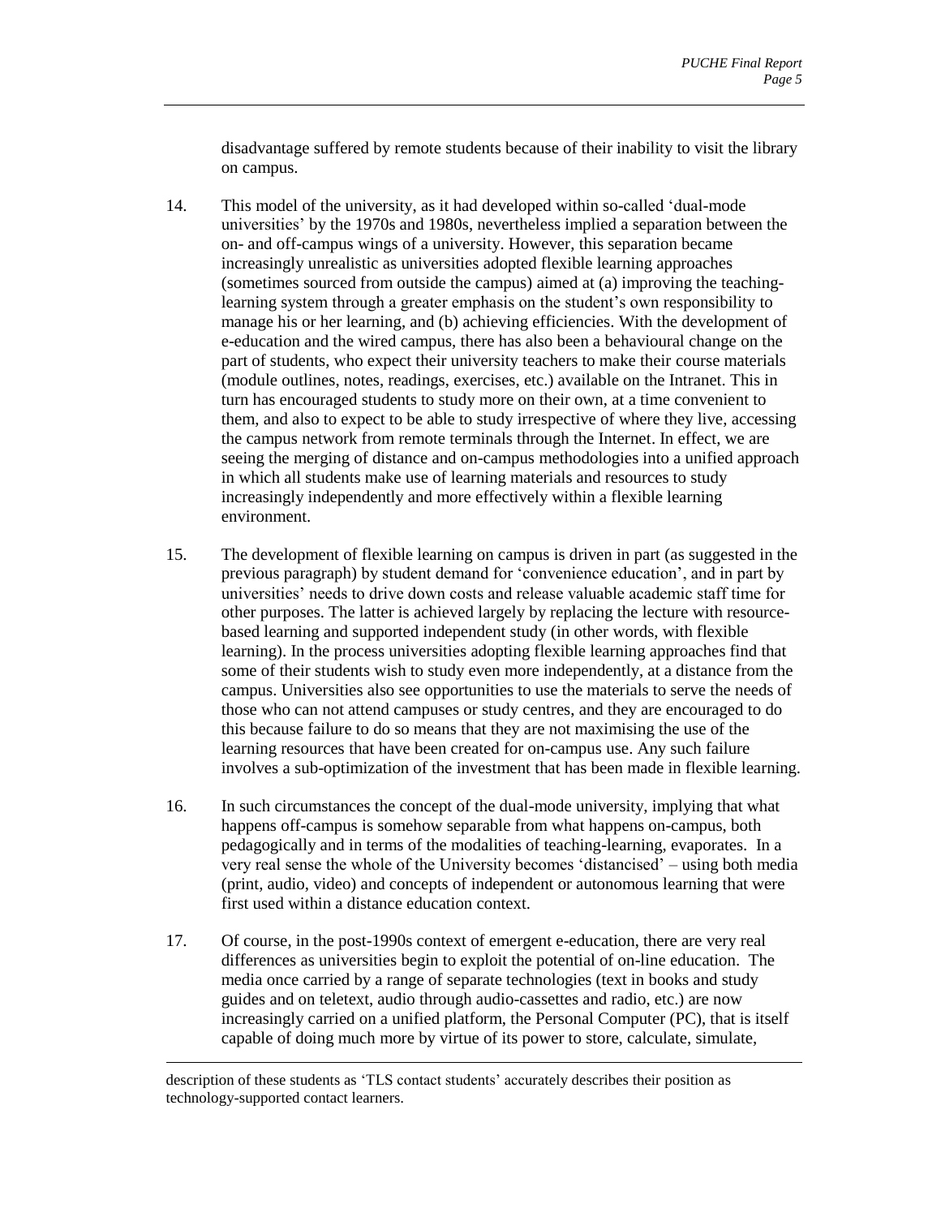disadvantage suffered by remote students because of their inability to visit the library on campus.

14. This model of the university, as it had developed within so-called 'dual-mode universities' by the 1970s and 1980s, nevertheless implied a separation between the on- and off-campus wings of a university. However, this separation became increasingly unrealistic as universities adopted flexible learning approaches (sometimes sourced from outside the campus) aimed at (a) improving the teaching-learning system through a greater emphasis on the student's own responsibility to manage his or her learning, and (b) achieving efficiencies. With the development of e-education and the wired campus, there has also been a behavioural change on the part of students, who expect their university teachers to make their course materials (module outlines, notes, readings, exercises, etc.) available on the Intranet. This in turn has encouraged students to study more on their own, at a time convenient to them, and also to expect to be able to study irrespective of where they live, accessing the campus network from remote terminals through the Internet. In effect, we are seeing the merging of distance and on-campus methodologies into a unified approach in which all students make use of learning materials and resources to study increasingly independently and more effectively within a flexible learning environment.

15. The development of flexible learning on campus is driven in part (as suggested in the previous paragraph) by student demand for 'convenience education', and in part by universities' needs to drive down costs and release valuable academic staff time for other purposes. The latter is achieved largely by replacing the lecture with resource-based learning and supported independent study (in other words, with flexible learning). In the process universities adopting flexible learning approaches find that some of their students wish to study even more independently, at a distance from the campus. Universities also see opportunities to use the materials to serve the needs of those who can not attend campuses or study centres, and they are encouraged to do this because failure to do so means that they are not maximising the use of the learning resources that have been created for on-campus use. Any such failure involves a sub-optimization of the investment that has been made in flexible learning.

16. In such circumstances the concept of the dual-mode university, implying that what happens off-campus is somehow separable from what happens on-campus, both pedagogically and in terms of the modalities of teaching-learning, evaporates. In a very real sense the whole of the University becomes 'distancised' – using both media (print, audio, video) and concepts of independent or autonomous learning that were first used within a distance education context.

17. Of course, in the post-1990s context of emergent e-education, there are very real differences as universities begin to exploit the potential of on-line education. The media once carried by a range of separate technologies (text in books and study guides and on teletext, audio through audio-cassettes and radio, etc.) are now increasingly carried on a unified platform, the Personal Computer (PC), that is itself capable of doing much more by virtue of its power to store, calculate, simulate,

---

description of these students as 'TLS contact students' accurately describes their position as technology-supported contact learners.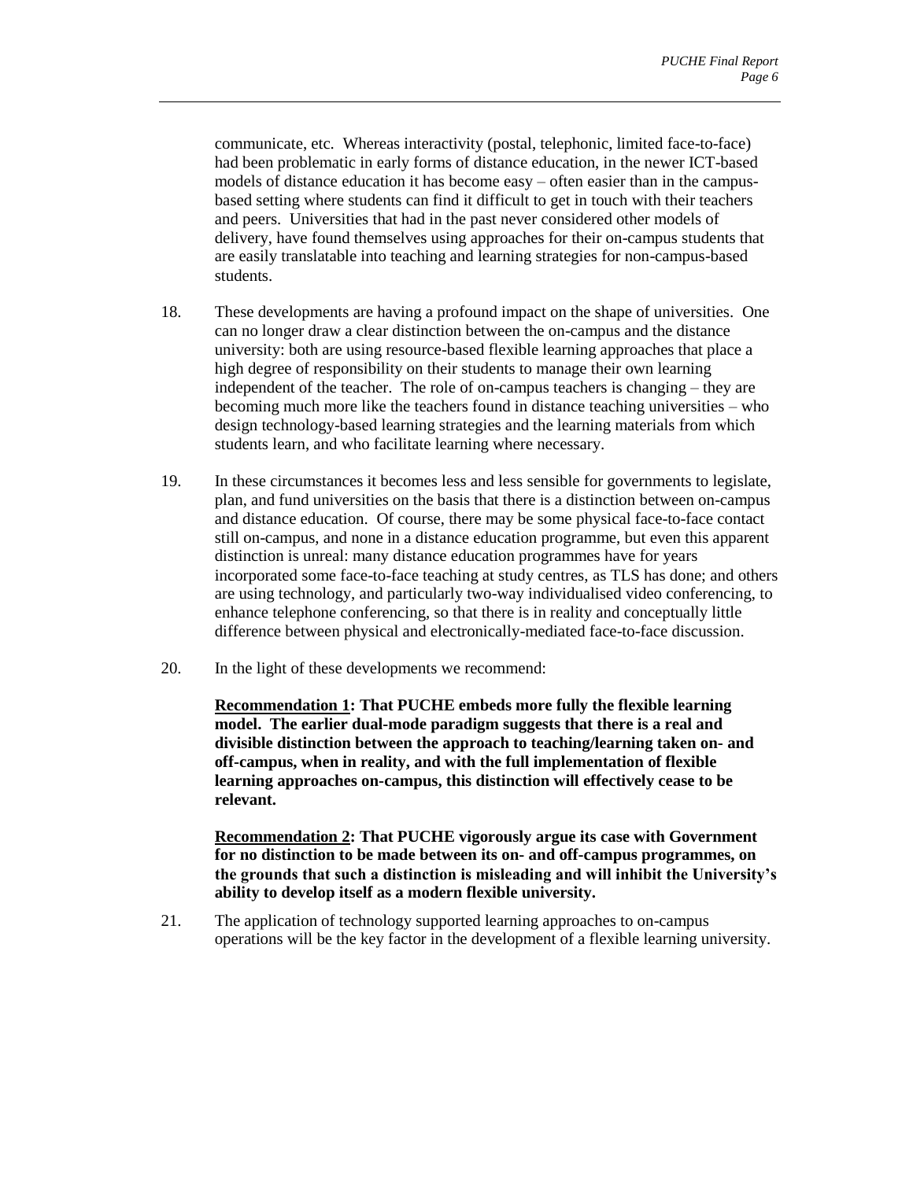communicate, etc. Whereas interactivity (postal, telephonic, limited face-to-face) had been problematic in early forms of distance education, in the newer ICT-based models of distance education it has become easy – often easier than in the campus-based setting where students can find it difficult to get in touch with their teachers and peers. Universities that had in the past never considered other models of delivery, have found themselves using approaches for their on-campus students that are easily translatable into teaching and learning strategies for non-campus-based students.

18. These developments are having a profound impact on the shape of universities. One can no longer draw a clear distinction between the on-campus and the distance university: both are using resource-based flexible learning approaches that place a high degree of responsibility on their students to manage their own learning independent of the teacher. The role of on-campus teachers is changing – they are becoming much more like the teachers found in distance teaching universities – who design technology-based learning strategies and the learning materials from which students learn, and who facilitate learning where necessary.

19. In these circumstances it becomes less and less sensible for governments to legislate, plan, and fund universities on the basis that there is a distinction between on-campus and distance education. Of course, there may be some physical face-to-face contact still on-campus, and none in a distance education programme, but even this apparent distinction is unreal: many distance education programmes have for years incorporated some face-to-face teaching at study centres, as TLS has done; and others are using technology, and particularly two-way individualised video conferencing, to enhance telephone conferencing, so that there is in reality and conceptually little difference between physical and electronically-mediated face-to-face discussion.

20. In the light of these developments we recommend:

**Recommendation 1: That PUCHE embeds more fully the flexible learning model. The earlier dual-mode paradigm suggests that there is a real and divisible distinction between the approach to teaching/learning taken on- and off-campus, when in reality, and with the full implementation of flexible learning approaches on-campus, this distinction will effectively cease to be relevant.**

**Recommendation 2: That PUCHE vigorously argue its case with Government for no distinction to be made between its on- and off-campus programmes, on the grounds that such a distinction is misleading and will inhibit the University's ability to develop itself as a modern flexible university.**

21. The application of technology supported learning approaches to on-campus operations will be the key factor in the development of a flexible learning university.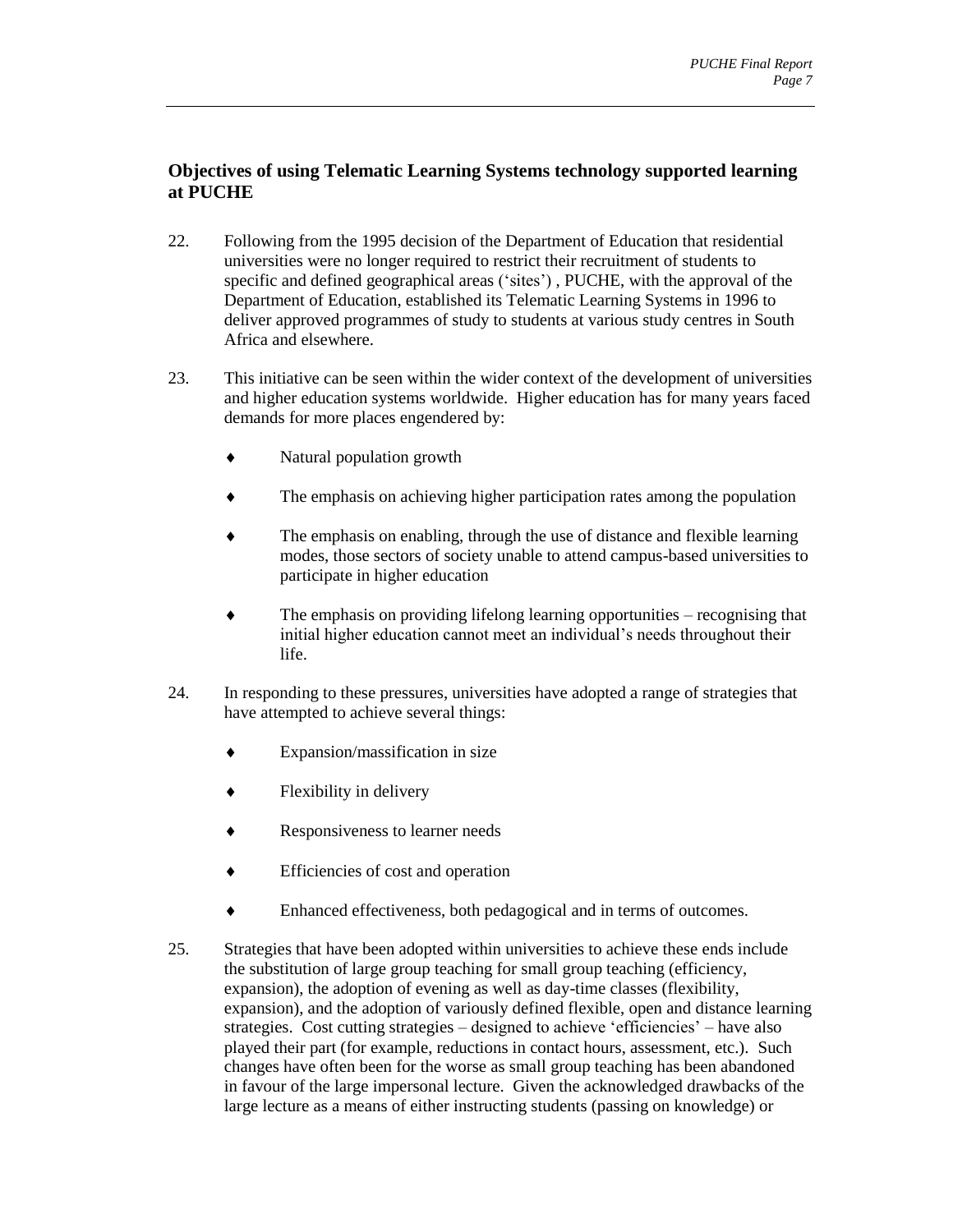## Objectives of using Telematic Learning Systems technology supported learning at PUCHE

22. Following from the 1995 decision of the Department of Education that residential universities were no longer required to restrict their recruitment of students to specific and defined geographical areas ('sites') , PUCHE, with the approval of the Department of Education, established its Telematic Learning Systems in 1996 to deliver approved programmes of study to students at various study centres in South Africa and elsewhere.

23. This initiative can be seen within the wider context of the development of universities and higher education systems worldwide. Higher education has for many years faced demands for more places engendered by:

   - Natural population growth
   - The emphasis on achieving higher participation rates among the population
   - The emphasis on enabling, through the use of distance and flexible learning modes, those sectors of society unable to attend campus-based universities to participate in higher education
   - The emphasis on providing lifelong learning opportunities – recognising that initial higher education cannot meet an individual's needs throughout their life.

24. In responding to these pressures, universities have adopted a range of strategies that have attempted to achieve several things:

   - Expansion/massification in size
   - Flexibility in delivery
   - Responsiveness to learner needs
   - Efficiencies of cost and operation
   - Enhanced effectiveness, both pedagogical and in terms of outcomes.

25. Strategies that have been adopted within universities to achieve these ends include the substitution of large group teaching for small group teaching (efficiency, expansion), the adoption of evening as well as day-time classes (flexibility, expansion), and the adoption of variously defined flexible, open and distance learning strategies. Cost cutting strategies – designed to achieve 'efficiencies' – have also played their part (for example, reductions in contact hours, assessment, etc.). Such changes have often been for the worse as small group teaching has been abandoned in favour of the large impersonal lecture. Given the acknowledged drawbacks of the large lecture as a means of either instructing students (passing on knowledge) or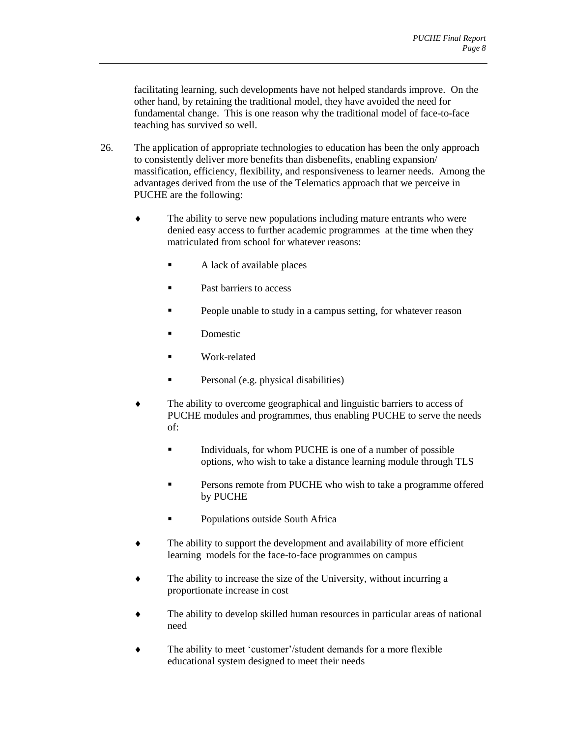facilitating learning, such developments have not helped standards improve. On the other hand, by retaining the traditional model, they have avoided the need for fundamental change. This is one reason why the traditional model of face-to-face teaching has survived so well.

26. The application of appropriate technologies to education has been the only approach to consistently deliver more benefits than disbenefits, enabling expansion/ massification, efficiency, flexibility, and responsiveness to learner needs. Among the advantages derived from the use of the Telematics approach that we perceive in PUCHE are the following:

- The ability to serve new populations including mature entrants who were denied easy access to further academic programmes at the time when they matriculated from school for whatever reasons:
    - A lack of available places
    - Past barriers to access
    - People unable to study in a campus setting, for whatever reason
    - Domestic
    - Work-related
    - Personal (e.g. physical disabilities)
- The ability to overcome geographical and linguistic barriers to access of PUCHE modules and programmes, thus enabling PUCHE to serve the needs of:
    - Individuals, for whom PUCHE is one of a number of possible options, who wish to take a distance learning module through TLS
    - Persons remote from PUCHE who wish to take a programme offered by PUCHE
    - Populations outside South Africa
- The ability to support the development and availability of more efficient learning models for the face-to-face programmes on campus
- The ability to increase the size of the University, without incurring a proportionate increase in cost
- The ability to develop skilled human resources in particular areas of national need
- The ability to meet 'customer'/student demands for a more flexible educational system designed to meet their needs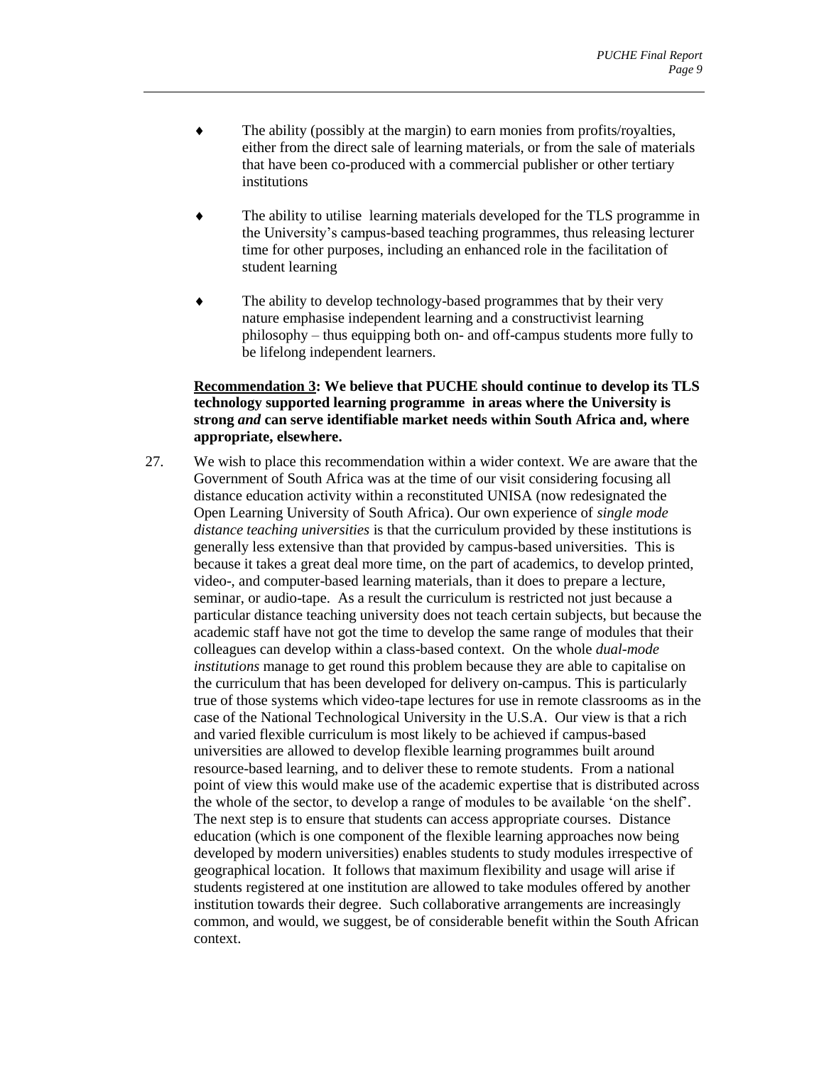- The ability (possibly at the margin) to earn monies from profits/royalties, either from the direct sale of learning materials, or from the sale of materials that have been co-produced with a commercial publisher or other tertiary institutions

- The ability to utilise learning materials developed for the TLS programme in the University's campus-based teaching programmes, thus releasing lecturer time for other purposes, including an enhanced role in the facilitation of student learning

- The ability to develop technology-based programmes that by their very nature emphasise independent learning and a constructivist learning philosophy – thus equipping both on- and off-campus students more fully to be lifelong independent learners.

**Recommendation 3: We believe that PUCHE should continue to develop its TLS technology supported learning programme in areas where the University is strong *and* can serve identifiable market needs within South Africa and, where appropriate, elsewhere.**

27. We wish to place this recommendation within a wider context. We are aware that the Government of South Africa was at the time of our visit considering focusing all distance education activity within a reconstituted UNISA (now redesignated the Open Learning University of South Africa). Our own experience of *single mode distance teaching universities* is that the curriculum provided by these institutions is generally less extensive than that provided by campus-based universities. This is because it takes a great deal more time, on the part of academics, to develop printed, video-, and computer-based learning materials, than it does to prepare a lecture, seminar, or audio-tape. As a result the curriculum is restricted not just because a particular distance teaching university does not teach certain subjects, but because the academic staff have not got the time to develop the same range of modules that their colleagues can develop within a class-based context. On the whole *dual-mode institutions* manage to get round this problem because they are able to capitalise on the curriculum that has been developed for delivery on-campus. This is particularly true of those systems which video-tape lectures for use in remote classrooms as in the case of the National Technological University in the U.S.A. Our view is that a rich and varied flexible curriculum is most likely to be achieved if campus-based universities are allowed to develop flexible learning programmes built around resource-based learning, and to deliver these to remote students. From a national point of view this would make use of the academic expertise that is distributed across the whole of the sector, to develop a range of modules to be available 'on the shelf'. The next step is to ensure that students can access appropriate courses. Distance education (which is one component of the flexible learning approaches now being developed by modern universities) enables students to study modules irrespective of geographical location. It follows that maximum flexibility and usage will arise if students registered at one institution are allowed to take modules offered by another institution towards their degree. Such collaborative arrangements are increasingly common, and would, we suggest, be of considerable benefit within the South African context.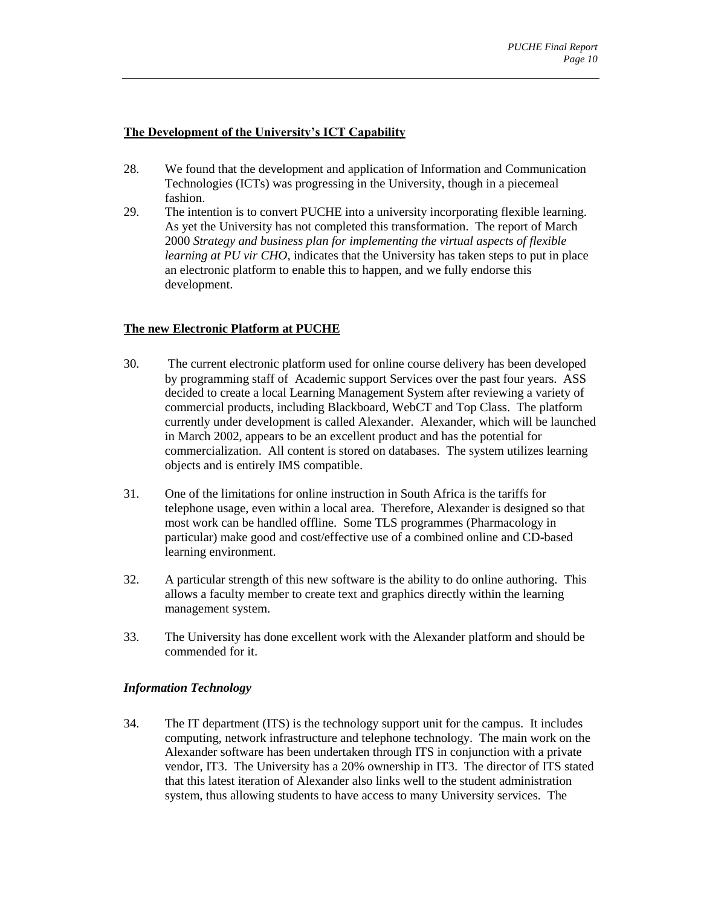## The Development of the University's ICT Capability

28. We found that the development and application of Information and Communication Technologies (ICTs) was progressing in the University, though in a piecemeal fashion.
29. The intention is to convert PUCHE into a university incorporating flexible learning. As yet the University has not completed this transformation. The report of March 2000 *Strategy and business plan for implementing the virtual aspects of flexible learning at PU vir CHO*, indicates that the University has taken steps to put in place an electronic platform to enable this to happen, and we fully endorse this development.

## The new Electronic Platform at PUCHE

30. The current electronic platform used for online course delivery has been developed by programming staff of Academic support Services over the past four years. ASS decided to create a local Learning Management System after reviewing a variety of commercial products, including Blackboard, WebCT and Top Class. The platform currently under development is called Alexander. Alexander, which will be launched in March 2002, appears to be an excellent product and has the potential for commercialization. All content is stored on databases. The system utilizes learning objects and is entirely IMS compatible.

31. One of the limitations for online instruction in South Africa is the tariffs for telephone usage, even within a local area. Therefore, Alexander is designed so that most work can be handled offline. Some TLS programmes (Pharmacology in particular) make good and cost/effective use of a combined online and CD-based learning environment.

32. A particular strength of this new software is the ability to do online authoring. This allows a faculty member to create text and graphics directly within the learning management system.

33. The University has done excellent work with the Alexander platform and should be commended for it.

### *Information Technology*

34. The IT department (ITS) is the technology support unit for the campus. It includes computing, network infrastructure and telephone technology. The main work on the Alexander software has been undertaken through ITS in conjunction with a private vendor, IT3. The University has a 20% ownership in IT3. The director of ITS stated that this latest iteration of Alexander also links well to the student administration system, thus allowing students to have access to many University services. The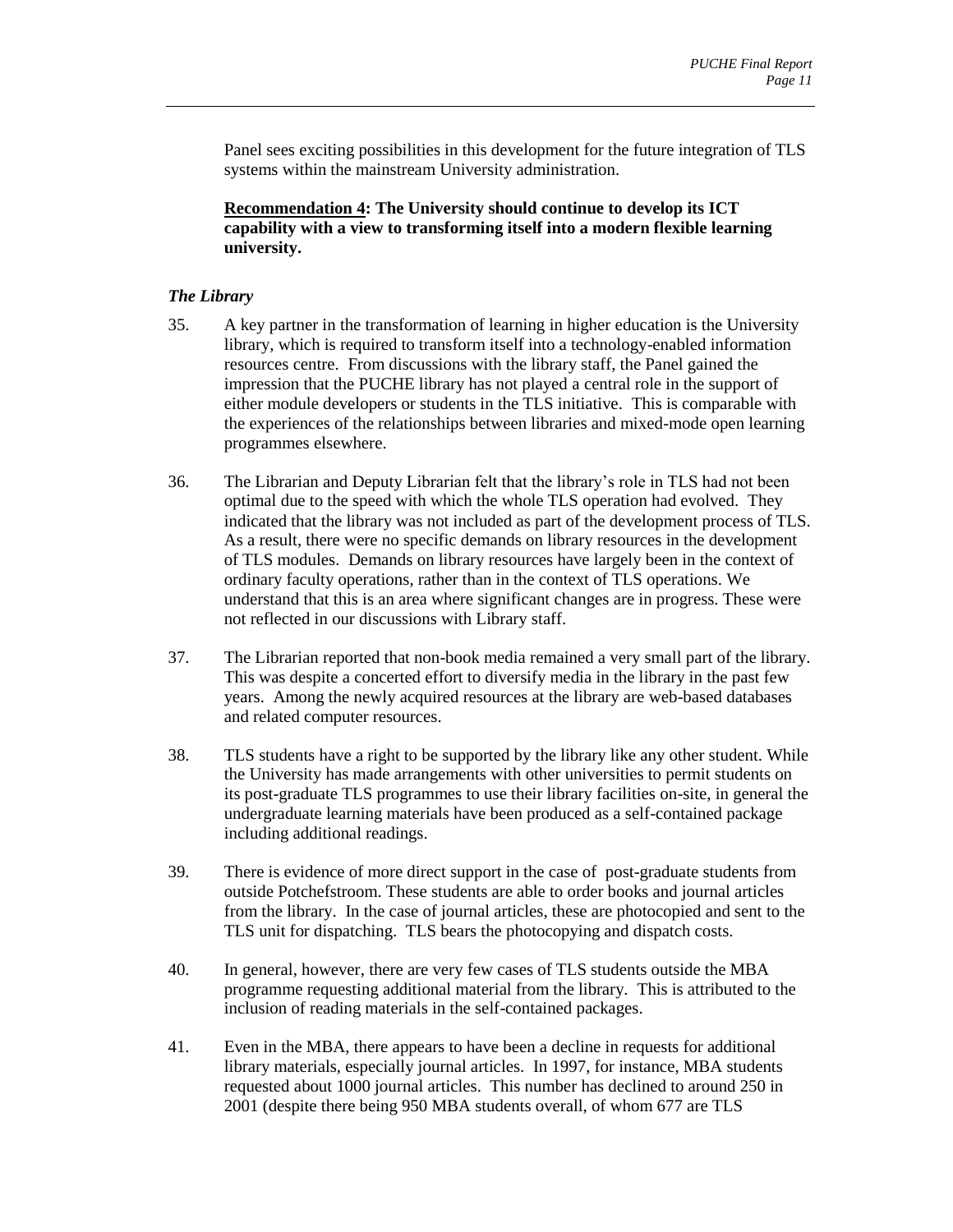Panel sees exciting possibilities in this development for the future integration of TLS systems within the mainstream University administration.

**Recommendation 4: The University should continue to develop its ICT capability with a view to transforming itself into a modern flexible learning university.**

### *The Library*

35. A key partner in the transformation of learning in higher education is the University library, which is required to transform itself into a technology-enabled information resources centre. From discussions with the library staff, the Panel gained the impression that the PUCHE library has not played a central role in the support of either module developers or students in the TLS initiative. This is comparable with the experiences of the relationships between libraries and mixed-mode open learning programmes elsewhere.

36. The Librarian and Deputy Librarian felt that the library's role in TLS had not been optimal due to the speed with which the whole TLS operation had evolved. They indicated that the library was not included as part of the development process of TLS. As a result, there were no specific demands on library resources in the development of TLS modules. Demands on library resources have largely been in the context of ordinary faculty operations, rather than in the context of TLS operations. We understand that this is an area where significant changes are in progress. These were not reflected in our discussions with Library staff.

37. The Librarian reported that non-book media remained a very small part of the library. This was despite a concerted effort to diversify media in the library in the past few years. Among the newly acquired resources at the library are web-based databases and related computer resources.

38. TLS students have a right to be supported by the library like any other student. While the University has made arrangements with other universities to permit students on its post-graduate TLS programmes to use their library facilities on-site, in general the undergraduate learning materials have been produced as a self-contained package including additional readings.

39. There is evidence of more direct support in the case of post-graduate students from outside Potchefstroom. These students are able to order books and journal articles from the library. In the case of journal articles, these are photocopied and sent to the TLS unit for dispatching. TLS bears the photocopying and dispatch costs.

40. In general, however, there are very few cases of TLS students outside the MBA programme requesting additional material from the library. This is attributed to the inclusion of reading materials in the self-contained packages.

41. Even in the MBA, there appears to have been a decline in requests for additional library materials, especially journal articles. In 1997, for instance, MBA students requested about 1000 journal articles. This number has declined to around 250 in 2001 (despite there being 950 MBA students overall, of whom 677 are TLS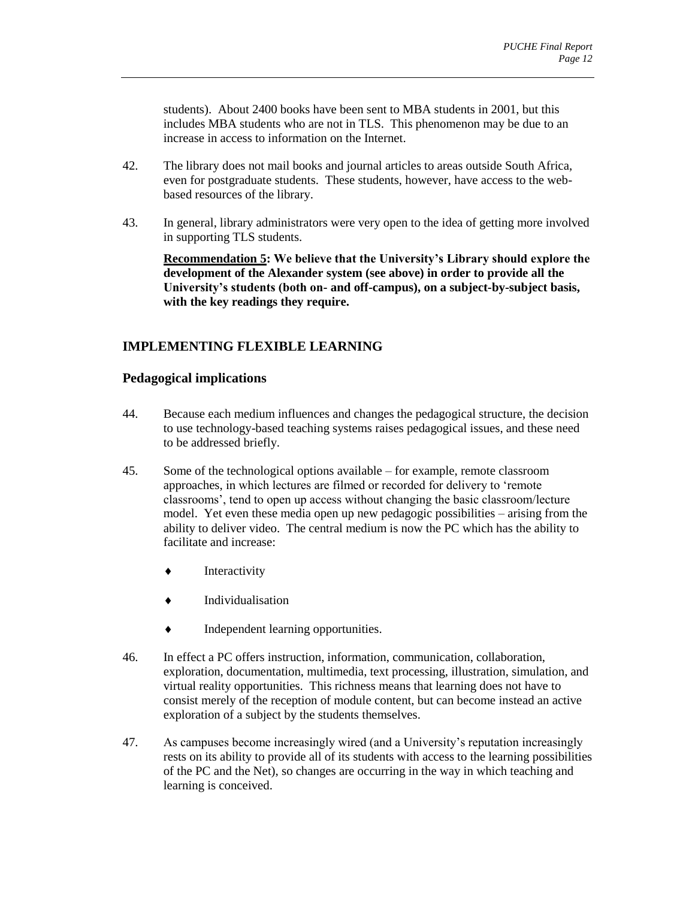students). About 2400 books have been sent to MBA students in 2001, but this includes MBA students who are not in TLS. This phenomenon may be due to an increase in access to information on the Internet.

42. The library does not mail books and journal articles to areas outside South Africa, even for postgraduate students. These students, however, have access to the web-based resources of the library.

43. In general, library administrators were very open to the idea of getting more involved in supporting TLS students.

**Recommendation 5: We believe that the University's Library should explore the development of the Alexander system (see above) in order to provide all the University's students (both on- and off-campus), on a subject-by-subject basis, with the key readings they require.**

## IMPLEMENTING FLEXIBLE LEARNING

### Pedagogical implications

44. Because each medium influences and changes the pedagogical structure, the decision to use technology-based teaching systems raises pedagogical issues, and these need to be addressed briefly.

45. Some of the technological options available – for example, remote classroom approaches, in which lectures are filmed or recorded for delivery to 'remote classrooms', tend to open up access without changing the basic classroom/lecture model. Yet even these media open up new pedagogic possibilities – arising from the ability to deliver video. The central medium is now the PC which has the ability to facilitate and increase:

- Interactivity
- Individualisation
- Independent learning opportunities.

46. In effect a PC offers instruction, information, communication, collaboration, exploration, documentation, multimedia, text processing, illustration, simulation, and virtual reality opportunities. This richness means that learning does not have to consist merely of the reception of module content, but can become instead an active exploration of a subject by the students themselves.

47. As campuses become increasingly wired (and a University's reputation increasingly rests on its ability to provide all of its students with access to the learning possibilities of the PC and the Net), so changes are occurring in the way in which teaching and learning is conceived.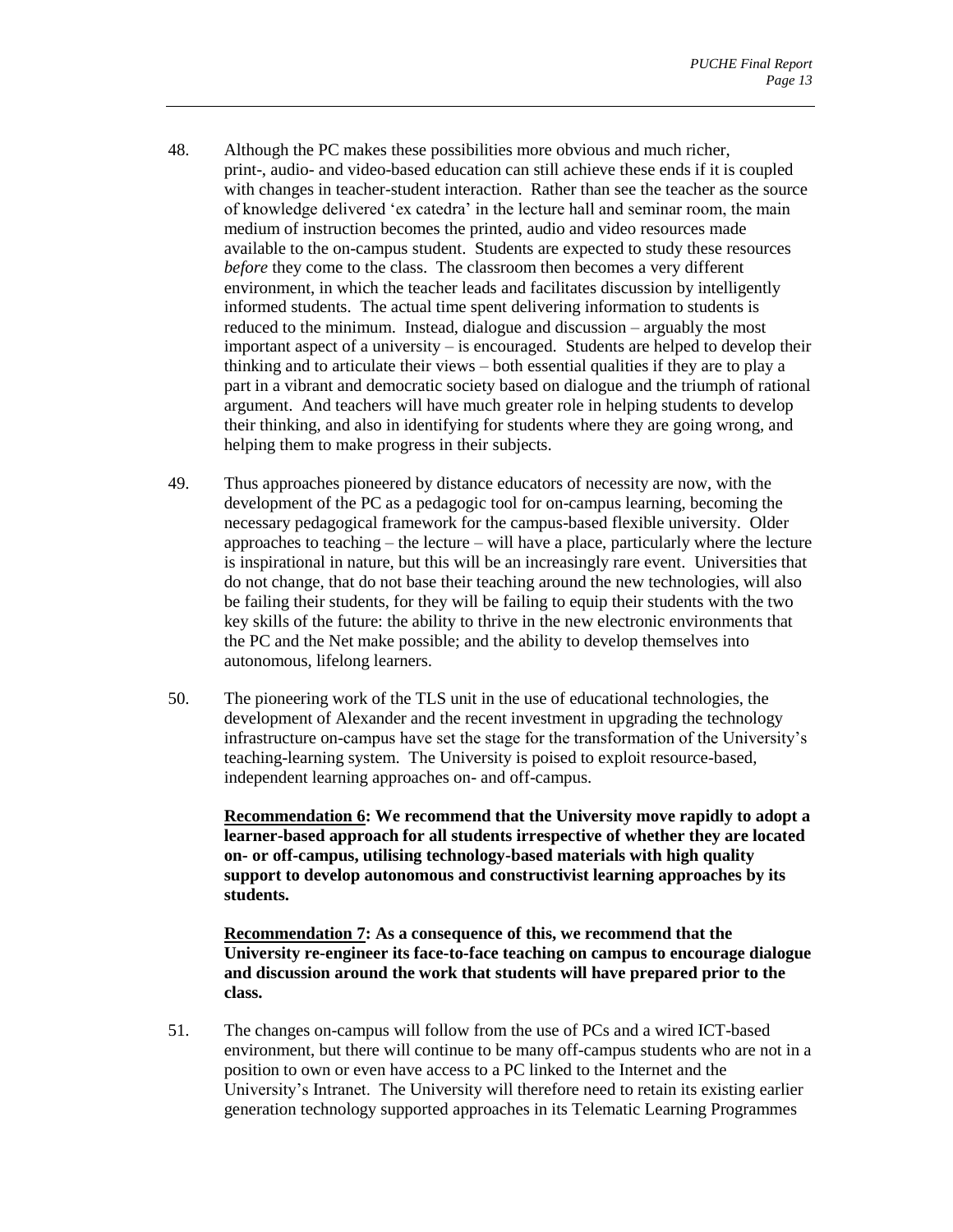48. Although the PC makes these possibilities more obvious and much richer, print-, audio- and video-based education can still achieve these ends if it is coupled with changes in teacher-student interaction. Rather than see the teacher as the source of knowledge delivered 'ex catedra' in the lecture hall and seminar room, the main medium of instruction becomes the printed, audio and video resources made available to the on-campus student. Students are expected to study these resources *before* they come to the class. The classroom then becomes a very different environment, in which the teacher leads and facilitates discussion by intelligently informed students. The actual time spent delivering information to students is reduced to the minimum. Instead, dialogue and discussion – arguably the most important aspect of a university – is encouraged. Students are helped to develop their thinking and to articulate their views – both essential qualities if they are to play a part in a vibrant and democratic society based on dialogue and the triumph of rational argument. And teachers will have much greater role in helping students to develop their thinking, and also in identifying for students where they are going wrong, and helping them to make progress in their subjects.

49. Thus approaches pioneered by distance educators of necessity are now, with the development of the PC as a pedagogic tool for on-campus learning, becoming the necessary pedagogical framework for the campus-based flexible university. Older approaches to teaching – the lecture – will have a place, particularly where the lecture is inspirational in nature, but this will be an increasingly rare event. Universities that do not change, that do not base their teaching around the new technologies, will also be failing their students, for they will be failing to equip their students with the two key skills of the future: the ability to thrive in the new electronic environments that the PC and the Net make possible; and the ability to develop themselves into autonomous, lifelong learners.

50. The pioneering work of the TLS unit in the use of educational technologies, the development of Alexander and the recent investment in upgrading the technology infrastructure on-campus have set the stage for the transformation of the University's teaching-learning system. The University is poised to exploit resource-based, independent learning approaches on- and off-campus.

**Recommendation 6: We recommend that the University move rapidly to adopt a learner-based approach for all students irrespective of whether they are located on- or off-campus, utilising technology-based materials with high quality support to develop autonomous and constructivist learning approaches by its students.**

**Recommendation 7: As a consequence of this, we recommend that the University re-engineer its face-to-face teaching on campus to encourage dialogue and discussion around the work that students will have prepared prior to the class.**

51. The changes on-campus will follow from the use of PCs and a wired ICT-based environment, but there will continue to be many off-campus students who are not in a position to own or even have access to a PC linked to the Internet and the University's Intranet. The University will therefore need to retain its existing earlier generation technology supported approaches in its Telematic Learning Programmes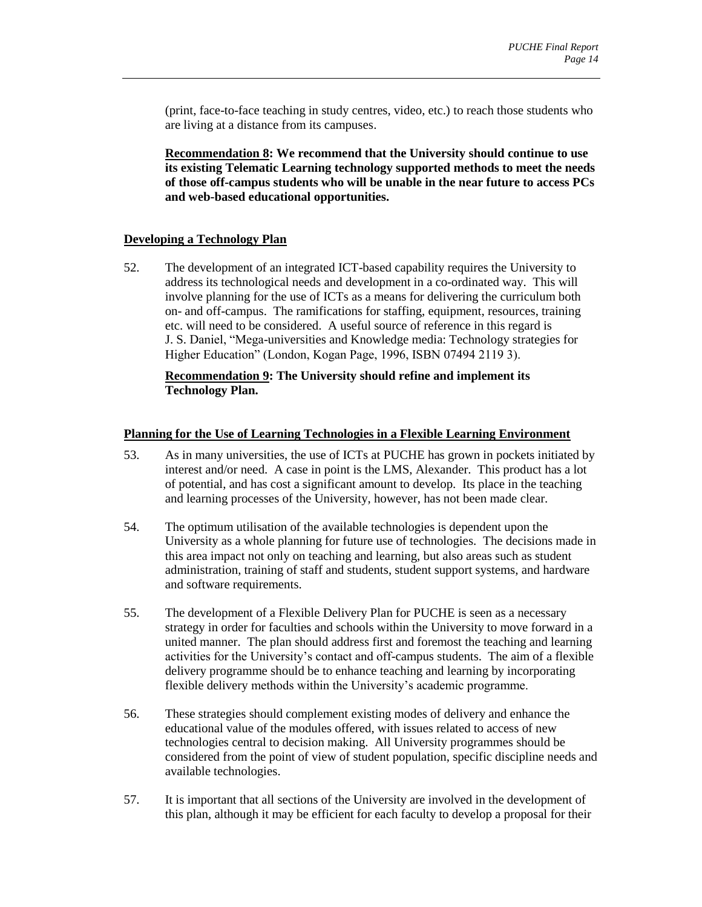(print, face-to-face teaching in study centres, video, etc.) to reach those students who are living at a distance from its campuses.

**Recommendation 8: We recommend that the University should continue to use its existing Telematic Learning technology supported methods to meet the needs of those off-campus students who will be unable in the near future to access PCs and web-based educational opportunities.**

## Developing a Technology Plan

52. The development of an integrated ICT-based capability requires the University to address its technological needs and development in a co-ordinated way. This will involve planning for the use of ICTs as a means for delivering the curriculum both on- and off-campus. The ramifications for staffing, equipment, resources, training etc. will need to be considered. A useful source of reference in this regard is J. S. Daniel, "Mega-universities and Knowledge media: Technology strategies for Higher Education" (London, Kogan Page, 1996, ISBN 07494 2119 3).

**Recommendation 9: The University should refine and implement its Technology Plan.**

## Planning for the Use of Learning Technologies in a Flexible Learning Environment

53. As in many universities, the use of ICTs at PUCHE has grown in pockets initiated by interest and/or need. A case in point is the LMS, Alexander. This product has a lot of potential, and has cost a significant amount to develop. Its place in the teaching and learning processes of the University, however, has not been made clear.

54. The optimum utilisation of the available technologies is dependent upon the University as a whole planning for future use of technologies. The decisions made in this area impact not only on teaching and learning, but also areas such as student administration, training of staff and students, student support systems, and hardware and software requirements.

55. The development of a Flexible Delivery Plan for PUCHE is seen as a necessary strategy in order for faculties and schools within the University to move forward in a united manner. The plan should address first and foremost the teaching and learning activities for the University's contact and off-campus students. The aim of a flexible delivery programme should be to enhance teaching and learning by incorporating flexible delivery methods within the University's academic programme.

56. These strategies should complement existing modes of delivery and enhance the educational value of the modules offered, with issues related to access of new technologies central to decision making. All University programmes should be considered from the point of view of student population, specific discipline needs and available technologies.

57. It is important that all sections of the University are involved in the development of this plan, although it may be efficient for each faculty to develop a proposal for their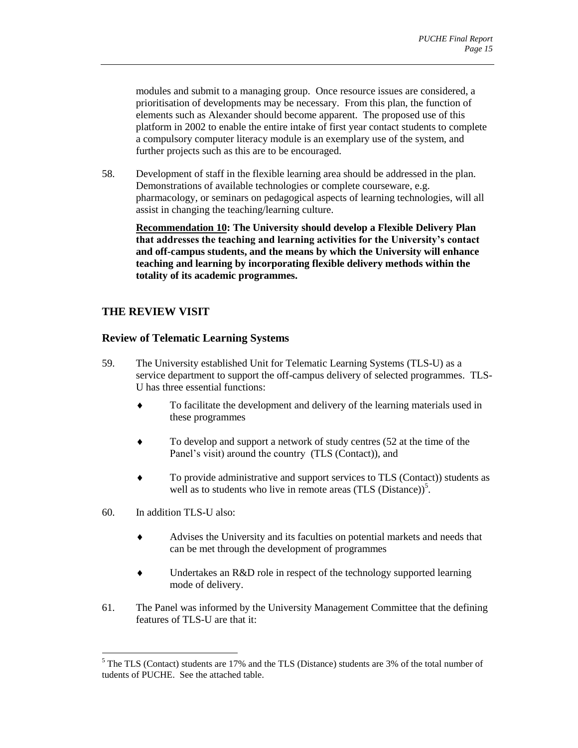modules and submit to a managing group. Once resource issues are considered, a prioritisation of developments may be necessary. From this plan, the function of elements such as Alexander should become apparent. The proposed use of this platform in 2002 to enable the entire intake of first year contact students to complete a compulsory computer literacy module is an exemplary use of the system, and further projects such as this are to be encouraged.

58. Development of staff in the flexible learning area should be addressed in the plan. Demonstrations of available technologies or complete courseware, e.g. pharmacology, or seminars on pedagogical aspects of learning technologies, will all assist in changing the teaching/learning culture.

**<u>Recommendation 10</u>: The University should develop a Flexible Delivery Plan that addresses the teaching and learning activities for the University's contact and off-campus students, and the means by which the University will enhance teaching and learning by incorporating flexible delivery methods within the totality of its academic programmes.**

## THE REVIEW VISIT

### Review of Telematic Learning Systems

59. The University established Unit for Telematic Learning Systems (TLS-U) as a service department to support the off-campus delivery of selected programmes. TLS-U has three essential functions:

- To facilitate the development and delivery of the learning materials used in these programmes
- To develop and support a network of study centres (52 at the time of the Panel's visit) around the country (TLS (Contact)), and
- To provide administrative and support services to TLS (Contact)) students as well as to students who live in remote areas (TLS (Distance))[5].

60. In addition TLS-U also:

- Advises the University and its faculties on potential markets and needs that can be met through the development of programmes
- Undertakes an R&D role in respect of the technology supported learning mode of delivery.

61. The Panel was informed by the University Management Committee that the defining features of TLS-U are that it:

[5] The TLS (Contact) students are 17% and the TLS (Distance) students are 3% of the total number of tudents of PUCHE. See the attached table.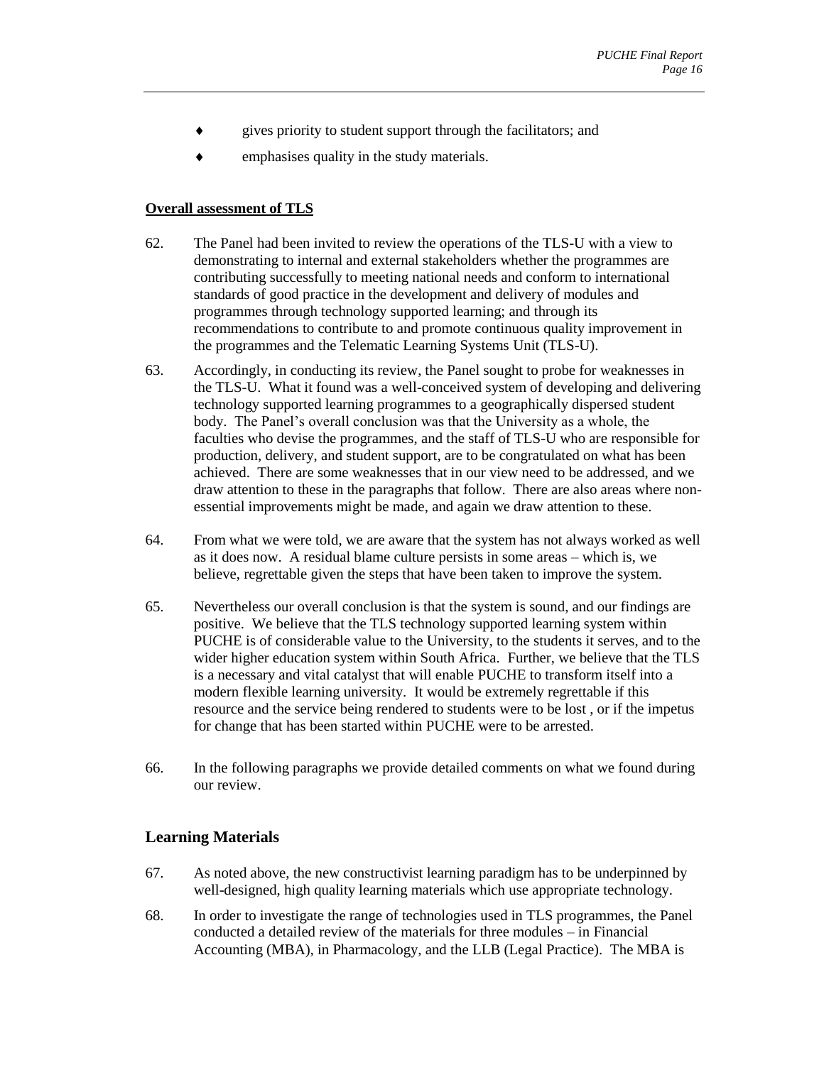- gives priority to student support through the facilitators; and
- emphasises quality in the study materials.

**Overall assessment of TLS**

62. The Panel had been invited to review the operations of the TLS-U with a view to demonstrating to internal and external stakeholders whether the programmes are contributing successfully to meeting national needs and conform to international standards of good practice in the development and delivery of modules and programmes through technology supported learning; and through its recommendations to contribute to and promote continuous quality improvement in the programmes and the Telematic Learning Systems Unit (TLS-U).

63. Accordingly, in conducting its review, the Panel sought to probe for weaknesses in the TLS-U. What it found was a well-conceived system of developing and delivering technology supported learning programmes to a geographically dispersed student body. The Panel's overall conclusion was that the University as a whole, the faculties who devise the programmes, and the staff of TLS-U who are responsible for production, delivery, and student support, are to be congratulated on what has been achieved. There are some weaknesses that in our view need to be addressed, and we draw attention to these in the paragraphs that follow. There are also areas where non-essential improvements might be made, and again we draw attention to these.

64. From what we were told, we are aware that the system has not always worked as well as it does now. A residual blame culture persists in some areas – which is, we believe, regrettable given the steps that have been taken to improve the system.

65. Nevertheless our overall conclusion is that the system is sound, and our findings are positive. We believe that the TLS technology supported learning system within PUCHE is of considerable value to the University, to the students it serves, and to the wider higher education system within South Africa. Further, we believe that the TLS is a necessary and vital catalyst that will enable PUCHE to transform itself into a modern flexible learning university. It would be extremely regrettable if this resource and the service being rendered to students were to be lost , or if the impetus for change that has been started within PUCHE were to be arrested.

66. In the following paragraphs we provide detailed comments on what we found during our review.

## Learning Materials

67. As noted above, the new constructivist learning paradigm has to be underpinned by well-designed, high quality learning materials which use appropriate technology.

68. In order to investigate the range of technologies used in TLS programmes, the Panel conducted a detailed review of the materials for three modules – in Financial Accounting (MBA), in Pharmacology, and the LLB (Legal Practice). The MBA is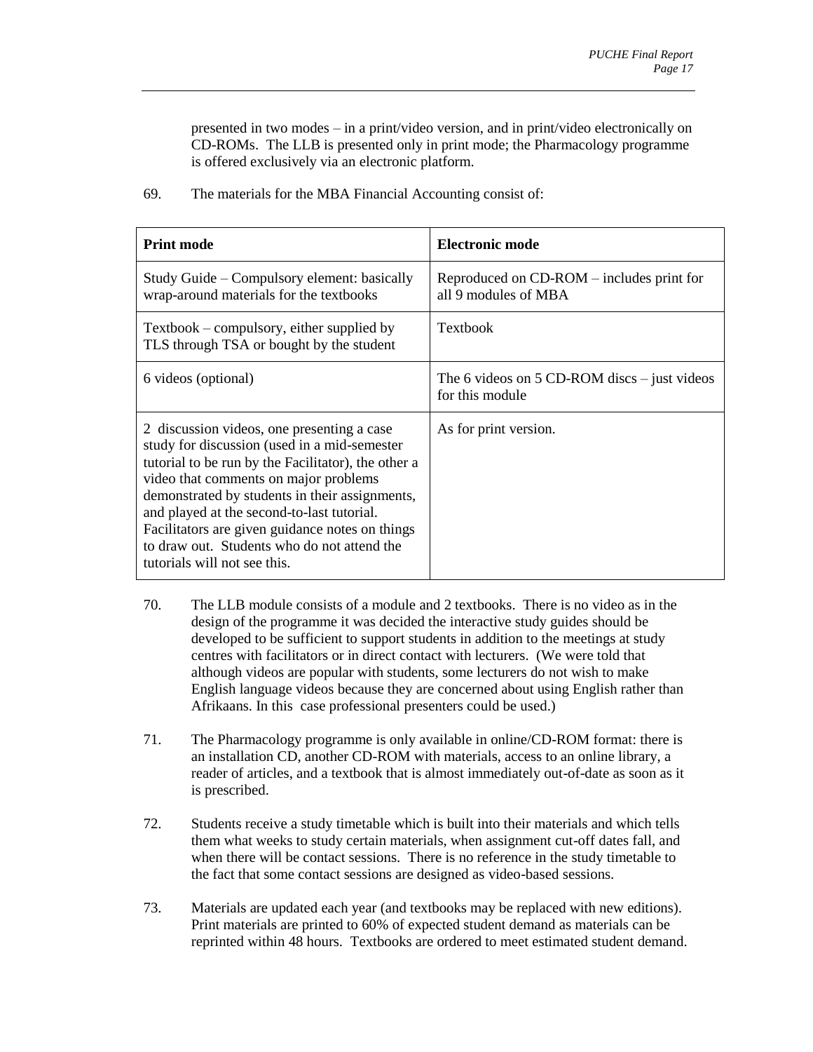presented in two modes – in a print/video version, and in print/video electronically on CD-ROMs. The LLB is presented only in print mode; the Pharmacology programme is offered exclusively via an electronic platform.

69. The materials for the MBA Financial Accounting consist of:

| **Print mode** | **Electronic mode** |
|---|---|
| Study Guide – Compulsory element: basically wrap-around materials for the textbooks | Reproduced on CD-ROM – includes print for all 9 modules of MBA |
| Textbook – compulsory, either supplied by TLS through TSA or bought by the student | Textbook |
| 6 videos (optional) | The 6 videos on 5 CD-ROM discs – just videos for this module |
| 2 discussion videos, one presenting a case study for discussion (used in a mid-semester tutorial to be run by the Facilitator), the other a video that comments on major problems demonstrated by students in their assignments, and played at the second-to-last tutorial. Facilitators are given guidance notes on things to draw out. Students who do not attend the tutorials will not see this. | As for print version. |

70. The LLB module consists of a module and 2 textbooks. There is no video as in the design of the programme it was decided the interactive study guides should be developed to be sufficient to support students in addition to the meetings at study centres with facilitators or in direct contact with lecturers. (We were told that although videos are popular with students, some lecturers do not wish to make English language videos because they are concerned about using English rather than Afrikaans. In this case professional presenters could be used.)

71. The Pharmacology programme is only available in online/CD-ROM format: there is an installation CD, another CD-ROM with materials, access to an online library, a reader of articles, and a textbook that is almost immediately out-of-date as soon as it is prescribed.

72. Students receive a study timetable which is built into their materials and which tells them what weeks to study certain materials, when assignment cut-off dates fall, and when there will be contact sessions. There is no reference in the study timetable to the fact that some contact sessions are designed as video-based sessions.

73. Materials are updated each year (and textbooks may be replaced with new editions). Print materials are printed to 60% of expected student demand as materials can be reprinted within 48 hours. Textbooks are ordered to meet estimated student demand.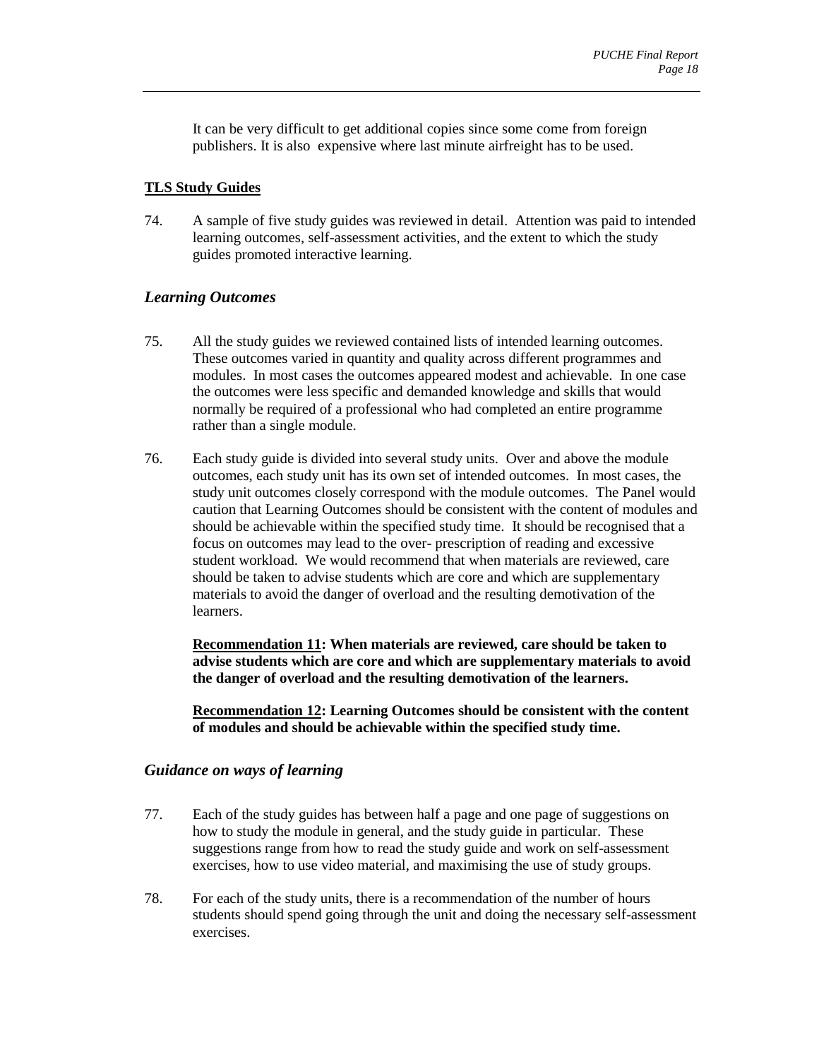It can be very difficult to get additional copies since some come from foreign publishers. It is also expensive where last minute airfreight has to be used.

## **TLS Study Guides**

74. A sample of five study guides was reviewed in detail. Attention was paid to intended learning outcomes, self-assessment activities, and the extent to which the study guides promoted interactive learning.

### *Learning Outcomes*

75. All the study guides we reviewed contained lists of intended learning outcomes. These outcomes varied in quantity and quality across different programmes and modules. In most cases the outcomes appeared modest and achievable. In one case the outcomes were less specific and demanded knowledge and skills that would normally be required of a professional who had completed an entire programme rather than a single module.

76. Each study guide is divided into several study units. Over and above the module outcomes, each study unit has its own set of intended outcomes. In most cases, the study unit outcomes closely correspond with the module outcomes. The Panel would caution that Learning Outcomes should be consistent with the content of modules and should be achievable within the specified study time. It should be recognised that a focus on outcomes may lead to the over- prescription of reading and excessive student workload. We would recommend that when materials are reviewed, care should be taken to advise students which are core and which are supplementary materials to avoid the danger of overload and the resulting demotivation of the learners.

**Recommendation 11: When materials are reviewed, care should be taken to advise students which are core and which are supplementary materials to avoid the danger of overload and the resulting demotivation of the learners.**

**Recommendation 12: Learning Outcomes should be consistent with the content of modules and should be achievable within the specified study time.**

### *Guidance on ways of learning*

77. Each of the study guides has between half a page and one page of suggestions on how to study the module in general, and the study guide in particular. These suggestions range from how to read the study guide and work on self-assessment exercises, how to use video material, and maximising the use of study groups.

78. For each of the study units, there is a recommendation of the number of hours students should spend going through the unit and doing the necessary self-assessment exercises.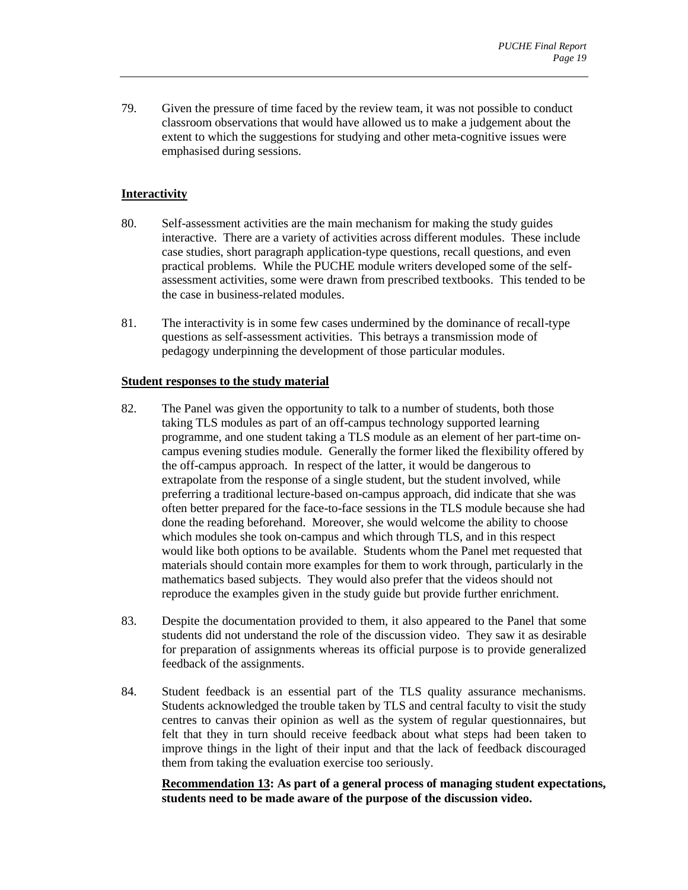79. Given the pressure of time faced by the review team, it was not possible to conduct classroom observations that would have allowed us to make a judgement about the extent to which the suggestions for studying and other meta-cognitive issues were emphasised during sessions.

## Interactivity

80. Self-assessment activities are the main mechanism for making the study guides interactive. There are a variety of activities across different modules. These include case studies, short paragraph application-type questions, recall questions, and even practical problems. While the PUCHE module writers developed some of the self-assessment activities, some were drawn from prescribed textbooks. This tended to be the case in business-related modules.

81. The interactivity is in some few cases undermined by the dominance of recall-type questions as self-assessment activities. This betrays a transmission mode of pedagogy underpinning the development of those particular modules.

## Student responses to the study material

82. The Panel was given the opportunity to talk to a number of students, both those taking TLS modules as part of an off-campus technology supported learning programme, and one student taking a TLS module as an element of her part-time on-campus evening studies module. Generally the former liked the flexibility offered by the off-campus approach. In respect of the latter, it would be dangerous to extrapolate from the response of a single student, but the student involved, while preferring a traditional lecture-based on-campus approach, did indicate that she was often better prepared for the face-to-face sessions in the TLS module because she had done the reading beforehand. Moreover, she would welcome the ability to choose which modules she took on-campus and which through TLS, and in this respect would like both options to be available. Students whom the Panel met requested that materials should contain more examples for them to work through, particularly in the mathematics based subjects. They would also prefer that the videos should not reproduce the examples given in the study guide but provide further enrichment.

83. Despite the documentation provided to them, it also appeared to the Panel that some students did not understand the role of the discussion video. They saw it as desirable for preparation of assignments whereas its official purpose is to provide generalized feedback of the assignments.

84. Student feedback is an essential part of the TLS quality assurance mechanisms. Students acknowledged the trouble taken by TLS and central faculty to visit the study centres to canvas their opinion as well as the system of regular questionnaires, but felt that they in turn should receive feedback about what steps had been taken to improve things in the light of their input and that the lack of feedback discouraged them from taking the evaluation exercise too seriously.

**Recommendation 13: As part of a general process of managing student expectations, students need to be made aware of the purpose of the discussion video.**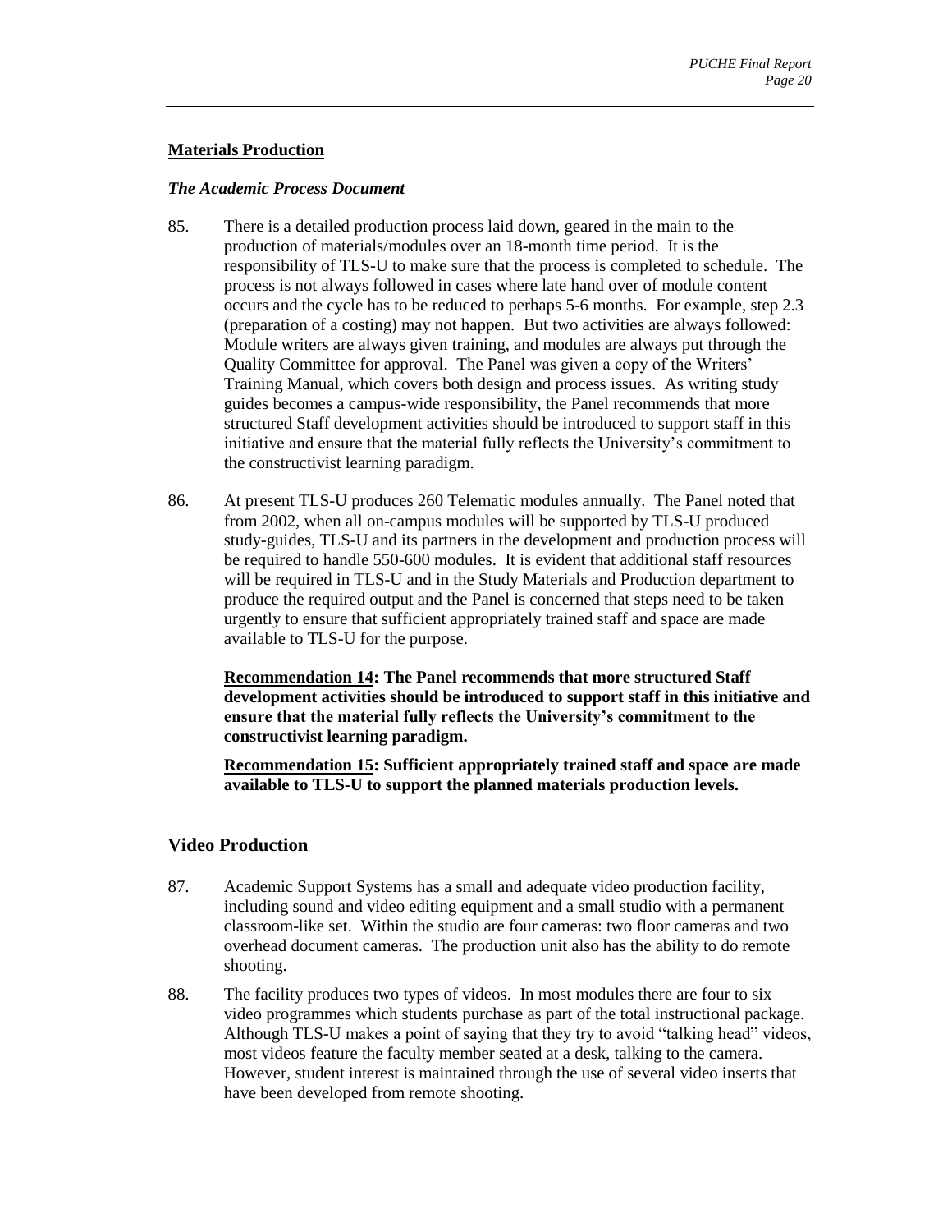## Materials Production

### *The Academic Process Document*

85. There is a detailed production process laid down, geared in the main to the production of materials/modules over an 18-month time period. It is the responsibility of TLS-U to make sure that the process is completed to schedule. The process is not always followed in cases where late hand over of module content occurs and the cycle has to be reduced to perhaps 5-6 months. For example, step 2.3 (preparation of a costing) may not happen. But two activities are always followed: Module writers are always given training, and modules are always put through the Quality Committee for approval. The Panel was given a copy of the Writers' Training Manual, which covers both design and process issues. As writing study guides becomes a campus-wide responsibility, the Panel recommends that more structured Staff development activities should be introduced to support staff in this initiative and ensure that the material fully reflects the University's commitment to the constructivist learning paradigm.

86. At present TLS-U produces 260 Telematic modules annually. The Panel noted that from 2002, when all on-campus modules will be supported by TLS-U produced study-guides, TLS-U and its partners in the development and production process will be required to handle 550-600 modules. It is evident that additional staff resources will be required in TLS-U and in the Study Materials and Production department to produce the required output and the Panel is concerned that steps need to be taken urgently to ensure that sufficient appropriately trained staff and space are made available to TLS-U for the purpose.

**Recommendation 14: The Panel recommends that more structured Staff development activities should be introduced to support staff in this initiative and ensure that the material fully reflects the University's commitment to the constructivist learning paradigm.**

**Recommendation 15: Sufficient appropriately trained staff and space are made available to TLS-U to support the planned materials production levels.**

## Video Production

87. Academic Support Systems has a small and adequate video production facility, including sound and video editing equipment and a small studio with a permanent classroom-like set. Within the studio are four cameras: two floor cameras and two overhead document cameras. The production unit also has the ability to do remote shooting.

88. The facility produces two types of videos. In most modules there are four to six video programmes which students purchase as part of the total instructional package. Although TLS-U makes a point of saying that they try to avoid "talking head" videos, most videos feature the faculty member seated at a desk, talking to the camera. However, student interest is maintained through the use of several video inserts that have been developed from remote shooting.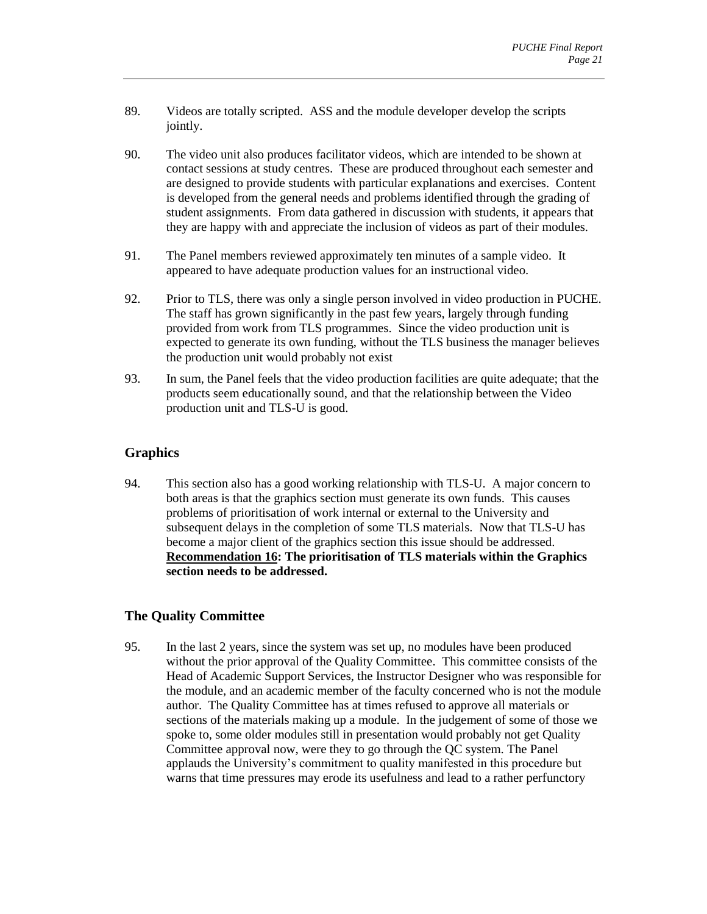89. Videos are totally scripted. ASS and the module developer develop the scripts jointly.

90. The video unit also produces facilitator videos, which are intended to be shown at contact sessions at study centres. These are produced throughout each semester and are designed to provide students with particular explanations and exercises. Content is developed from the general needs and problems identified through the grading of student assignments. From data gathered in discussion with students, it appears that they are happy with and appreciate the inclusion of videos as part of their modules.

91. The Panel members reviewed approximately ten minutes of a sample video. It appeared to have adequate production values for an instructional video.

92. Prior to TLS, there was only a single person involved in video production in PUCHE. The staff has grown significantly in the past few years, largely through funding provided from work from TLS programmes. Since the video production unit is expected to generate its own funding, without the TLS business the manager believes the production unit would probably not exist

93. In sum, the Panel feels that the video production facilities are quite adequate; that the products seem educationally sound, and that the relationship between the Video production unit and TLS-U is good.

## Graphics

94. This section also has a good working relationship with TLS-U. A major concern to both areas is that the graphics section must generate its own funds. This causes problems of prioritisation of work internal or external to the University and subsequent delays in the completion of some TLS materials. Now that TLS-U has become a major client of the graphics section this issue should be addressed. **Recommendation 16: The prioritisation of TLS materials within the Graphics section needs to be addressed.**

## The Quality Committee

95. In the last 2 years, since the system was set up, no modules have been produced without the prior approval of the Quality Committee. This committee consists of the Head of Academic Support Services, the Instructor Designer who was responsible for the module, and an academic member of the faculty concerned who is not the module author. The Quality Committee has at times refused to approve all materials or sections of the materials making up a module. In the judgement of some of those we spoke to, some older modules still in presentation would probably not get Quality Committee approval now, were they to go through the QC system. The Panel applauds the University's commitment to quality manifested in this procedure but warns that time pressures may erode its usefulness and lead to a rather perfunctory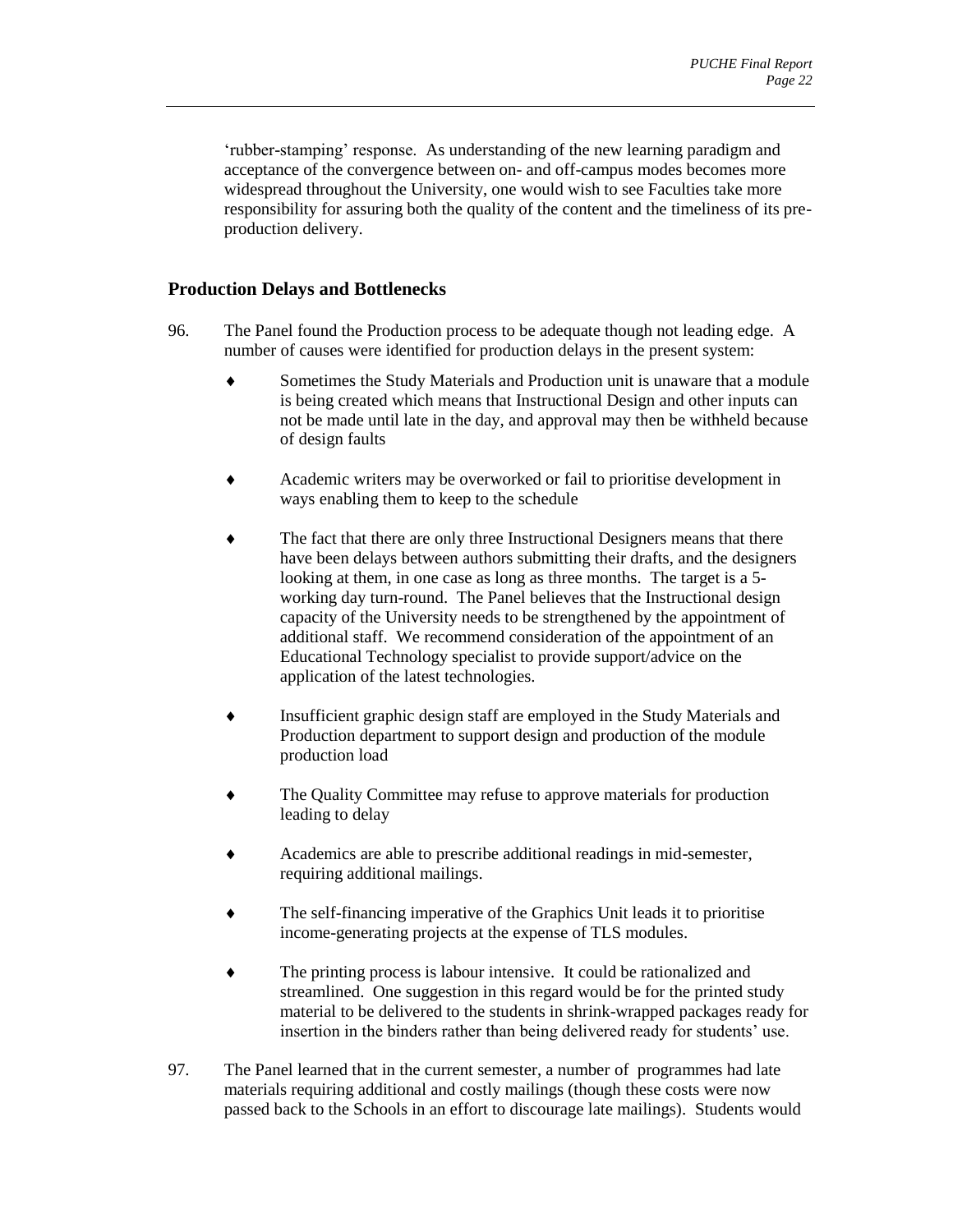'rubber-stamping' response. As understanding of the new learning paradigm and acceptance of the convergence between on- and off-campus modes becomes more widespread throughout the University, one would wish to see Faculties take more responsibility for assuring both the quality of the content and the timeliness of its pre-production delivery.

## Production Delays and Bottlenecks

96. The Panel found the Production process to be adequate though not leading edge. A number of causes were identified for production delays in the present system:

    - Sometimes the Study Materials and Production unit is unaware that a module is being created which means that Instructional Design and other inputs can not be made until late in the day, and approval may then be withheld because of design faults
    - Academic writers may be overworked or fail to prioritise development in ways enabling them to keep to the schedule
    - The fact that there are only three Instructional Designers means that there have been delays between authors submitting their drafts, and the designers looking at them, in one case as long as three months. The target is a 5-working day turn-round. The Panel believes that the Instructional design capacity of the University needs to be strengthened by the appointment of additional staff. We recommend consideration of the appointment of an Educational Technology specialist to provide support/advice on the application of the latest technologies.
    - Insufficient graphic design staff are employed in the Study Materials and Production department to support design and production of the module production load
    - The Quality Committee may refuse to approve materials for production leading to delay
    - Academics are able to prescribe additional readings in mid-semester, requiring additional mailings.
    - The self-financing imperative of the Graphics Unit leads it to prioritise income-generating projects at the expense of TLS modules.
    - The printing process is labour intensive. It could be rationalized and streamlined. One suggestion in this regard would be for the printed study material to be delivered to the students in shrink-wrapped packages ready for insertion in the binders rather than being delivered ready for students' use.

97. The Panel learned that in the current semester, a number of programmes had late materials requiring additional and costly mailings (though these costs were now passed back to the Schools in an effort to discourage late mailings). Students would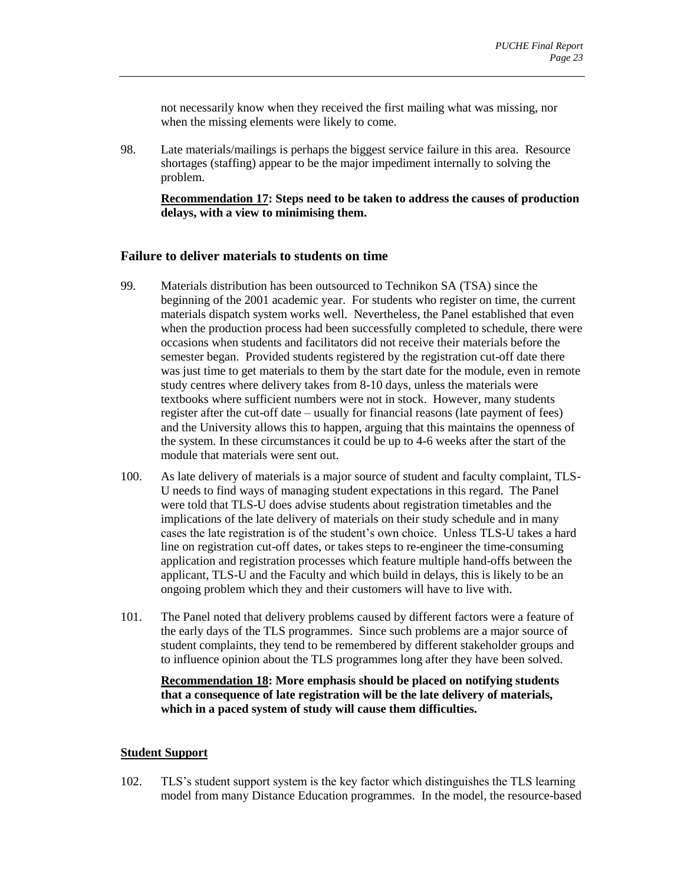not necessarily know when they received the first mailing what was missing, nor when the missing elements were likely to come.

98. Late materials/mailings is perhaps the biggest service failure in this area. Resource shortages (staffing) appear to be the major impediment internally to solving the problem.

**<u>Recommendation 17</u>: Steps need to be taken to address the causes of production delays, with a view to minimising them.**

### Failure to deliver materials to students on time

99. Materials distribution has been outsourced to Technikon SA (TSA) since the beginning of the 2001 academic year. For students who register on time, the current materials dispatch system works well. Nevertheless, the Panel established that even when the production process had been successfully completed to schedule, there were occasions when students and facilitators did not receive their materials before the semester began. Provided students registered by the registration cut-off date there was just time to get materials to them by the start date for the module, even in remote study centres where delivery takes from 8-10 days, unless the materials were textbooks where sufficient numbers were not in stock. However, many students register after the cut-off date – usually for financial reasons (late payment of fees) and the University allows this to happen, arguing that this maintains the openness of the system. In these circumstances it could be up to 4-6 weeks after the start of the module that materials were sent out.

100. As late delivery of materials is a major source of student and faculty complaint, TLS-U needs to find ways of managing student expectations in this regard. The Panel were told that TLS-U does advise students about registration timetables and the implications of the late delivery of materials on their study schedule and in many cases the late registration is of the student's own choice. Unless TLS-U takes a hard line on registration cut-off dates, or takes steps to re-engineer the time-consuming application and registration processes which feature multiple hand-offs between the applicant, TLS-U and the Faculty and which build in delays, this is likely to be an ongoing problem which they and their customers will have to live with.

101. The Panel noted that delivery problems caused by different factors were a feature of the early days of the TLS programmes. Since such problems are a major source of student complaints, they tend to be remembered by different stakeholder groups and to influence opinion about the TLS programmes long after they have been solved.

**<u>Recommendation 18</u>: More emphasis should be placed on notifying students that a consequence of late registration will be the late delivery of materials, which in a paced system of study will cause them difficulties.**

### <u>Student Support</u>

102. TLS's student support system is the key factor which distinguishes the TLS learning model from many Distance Education programmes. In the model, the resource-based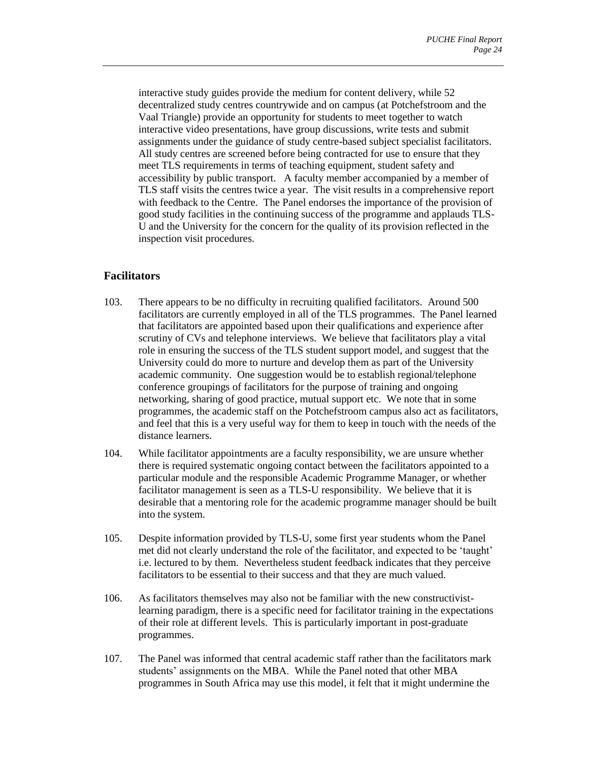interactive study guides provide the medium for content delivery, while 52 decentralized study centres countrywide and on campus (at Potchefstroom and the Vaal Triangle) provide an opportunity for students to meet together to watch interactive video presentations, have group discussions, write tests and submit assignments under the guidance of study centre-based subject specialist facilitators. All study centres are screened before being contracted for use to ensure that they meet TLS requirements in terms of teaching equipment, student safety and accessibility by public transport. A faculty member accompanied by a member of TLS staff visits the centres twice a year. The visit results in a comprehensive report with feedback to the Centre. The Panel endorses the importance of the provision of good study facilities in the continuing success of the programme and applauds TLS-U and the University for the concern for the quality of its provision reflected in the inspection visit procedures.

### Facilitators

103. There appears to be no difficulty in recruiting qualified facilitators. Around 500 facilitators are currently employed in all of the TLS programmes. The Panel learned that facilitators are appointed based upon their qualifications and experience after scrutiny of CVs and telephone interviews. We believe that facilitators play a vital role in ensuring the success of the TLS student support model, and suggest that the University could do more to nurture and develop them as part of the University academic community. One suggestion would be to establish regional/telephone conference groupings of facilitators for the purpose of training and ongoing networking, sharing of good practice, mutual support etc. We note that in some programmes, the academic staff on the Potchefstroom campus also act as facilitators, and feel that this is a very useful way for them to keep in touch with the needs of the distance learners.

104. While facilitator appointments are a faculty responsibility, we are unsure whether there is required systematic ongoing contact between the facilitators appointed to a particular module and the responsible Academic Programme Manager, or whether facilitator management is seen as a TLS-U responsibility. We believe that it is desirable that a mentoring role for the academic programme manager should be built into the system.

105. Despite information provided by TLS-U, some first year students whom the Panel met did not clearly understand the role of the facilitator, and expected to be 'taught' i.e. lectured to by them. Nevertheless student feedback indicates that they perceive facilitators to be essential to their success and that they are much valued.

106. As facilitators themselves may also not be familiar with the new constructivist-learning paradigm, there is a specific need for facilitator training in the expectations of their role at different levels. This is particularly important in post-graduate programmes.

107. The Panel was informed that central academic staff rather than the facilitators mark students' assignments on the MBA. While the Panel noted that other MBA programmes in South Africa may use this model, it felt that it might undermine the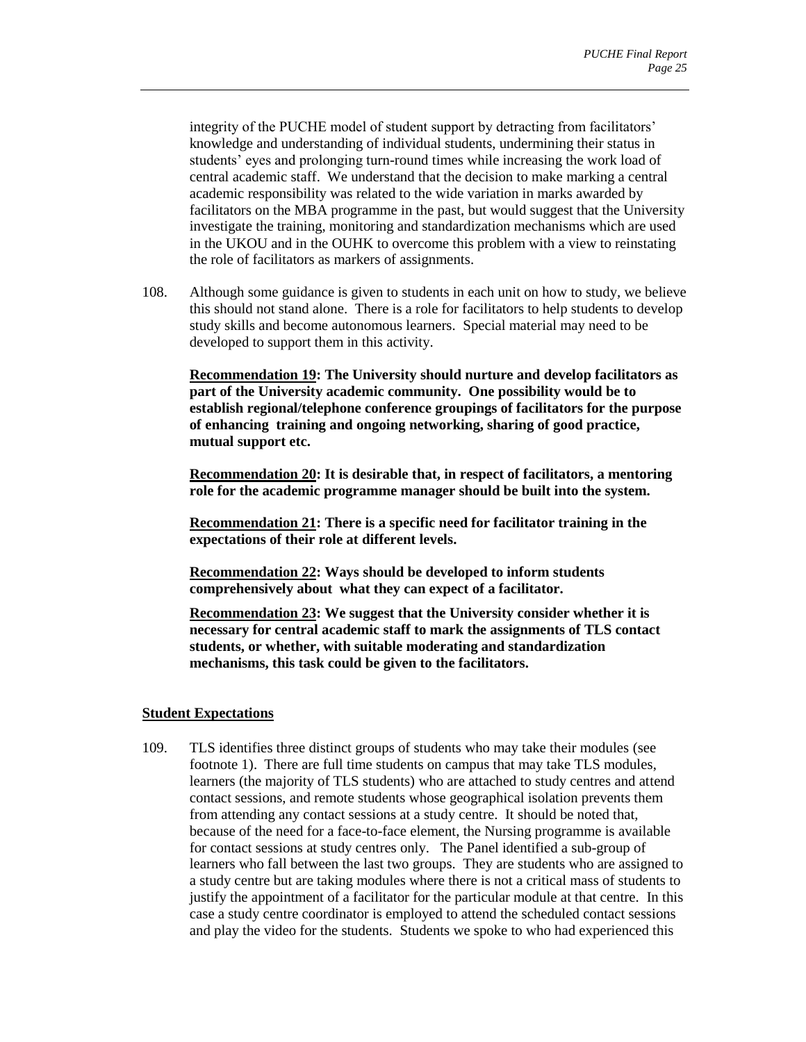integrity of the PUCHE model of student support by detracting from facilitators' knowledge and understanding of individual students, undermining their status in students' eyes and prolonging turn-round times while increasing the work load of central academic staff. We understand that the decision to make marking a central academic responsibility was related to the wide variation in marks awarded by facilitators on the MBA programme in the past, but would suggest that the University investigate the training, monitoring and standardization mechanisms which are used in the UKOU and in the OUHK to overcome this problem with a view to reinstating the role of facilitators as markers of assignments.

108. Although some guidance is given to students in each unit on how to study, we believe this should not stand alone. There is a role for facilitators to help students to develop study skills and become autonomous learners. Special material may need to be developed to support them in this activity.

**<u>Recommendation 19</u>: The University should nurture and develop facilitators as part of the University academic community. One possibility would be to establish regional/telephone conference groupings of facilitators for the purpose of enhancing training and ongoing networking, sharing of good practice, mutual support etc.**

**<u>Recommendation 20</u>: It is desirable that, in respect of facilitators, a mentoring role for the academic programme manager should be built into the system.**

**<u>Recommendation 21</u>: There is a specific need for facilitator training in the expectations of their role at different levels.**

**<u>Recommendation 22</u>: Ways should be developed to inform students comprehensively about what they can expect of a facilitator.**

**<u>Recommendation 23</u>: We suggest that the University consider whether it is necessary for central academic staff to mark the assignments of TLS contact students, or whether, with suitable moderating and standardization mechanisms, this task could be given to the facilitators.**

## <u>Student Expectations</u>

109. TLS identifies three distinct groups of students who may take their modules (see footnote 1). There are full time students on campus that may take TLS modules, learners (the majority of TLS students) who are attached to study centres and attend contact sessions, and remote students whose geographical isolation prevents them from attending any contact sessions at a study centre. It should be noted that, because of the need for a face-to-face element, the Nursing programme is available for contact sessions at study centres only. The Panel identified a sub-group of learners who fall between the last two groups. They are students who are assigned to a study centre but are taking modules where there is not a critical mass of students to justify the appointment of a facilitator for the particular module at that centre. In this case a study centre coordinator is employed to attend the scheduled contact sessions and play the video for the students. Students we spoke to who had experienced this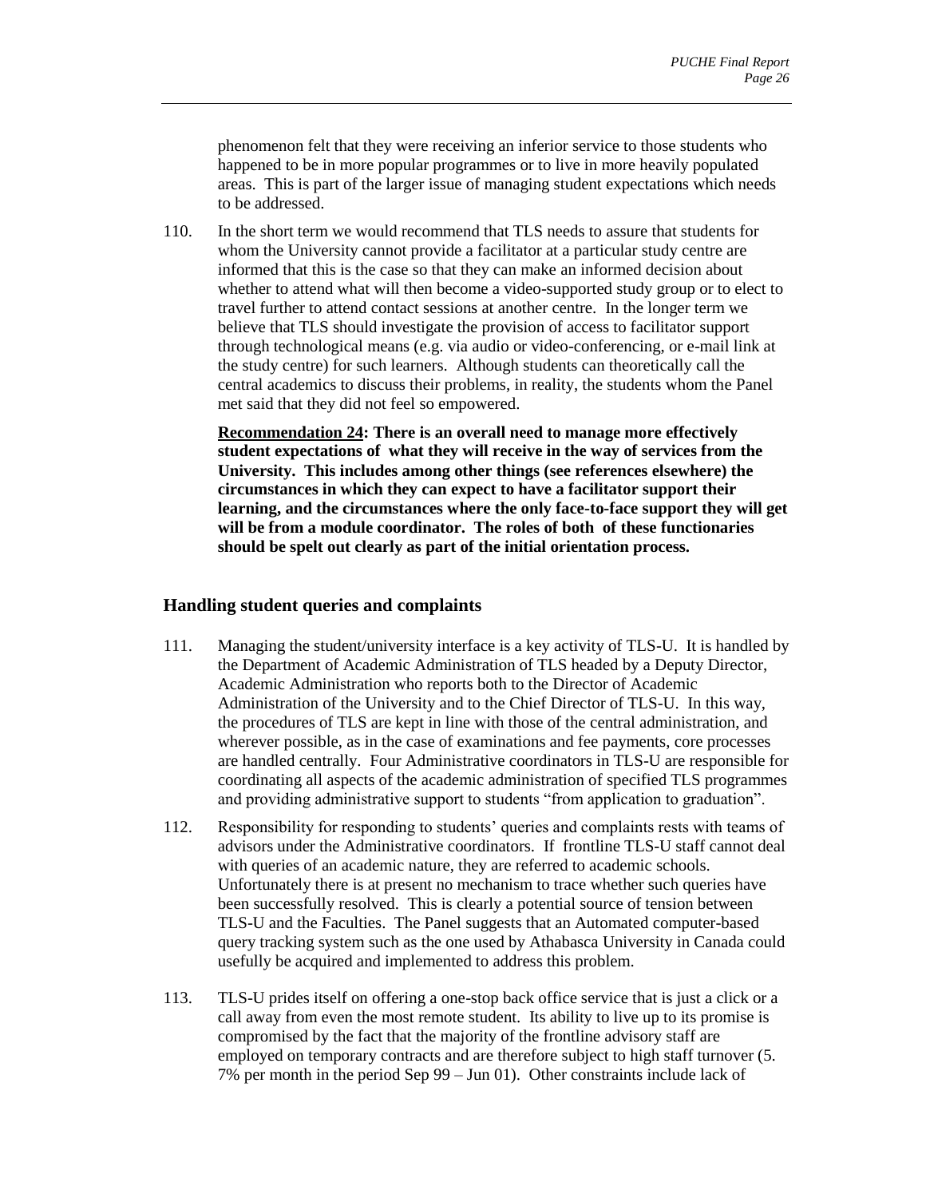phenomenon felt that they were receiving an inferior service to those students who happened to be in more popular programmes or to live in more heavily populated areas. This is part of the larger issue of managing student expectations which needs to be addressed.

110. In the short term we would recommend that TLS needs to assure that students for whom the University cannot provide a facilitator at a particular study centre are informed that this is the case so that they can make an informed decision about whether to attend what will then become a video-supported study group or to elect to travel further to attend contact sessions at another centre. In the longer term we believe that TLS should investigate the provision of access to facilitator support through technological means (e.g. via audio or video-conferencing, or e-mail link at the study centre) for such learners. Although students can theoretically call the central academics to discuss their problems, in reality, the students whom the Panel met said that they did not feel so empowered.

**Recommendation 24: There is an overall need to manage more effectively student expectations of what they will receive in the way of services from the University. This includes among other things (see references elsewhere) the circumstances in which they can expect to have a facilitator support their learning, and the circumstances where the only face-to-face support they will get will be from a module coordinator. The roles of both of these functionaries should be spelt out clearly as part of the initial orientation process.**

## Handling student queries and complaints

111. Managing the student/university interface is a key activity of TLS-U. It is handled by the Department of Academic Administration of TLS headed by a Deputy Director, Academic Administration who reports both to the Director of Academic Administration of the University and to the Chief Director of TLS-U. In this way, the procedures of TLS are kept in line with those of the central administration, and wherever possible, as in the case of examinations and fee payments, core processes are handled centrally. Four Administrative coordinators in TLS-U are responsible for coordinating all aspects of the academic administration of specified TLS programmes and providing administrative support to students "from application to graduation".

112. Responsibility for responding to students' queries and complaints rests with teams of advisors under the Administrative coordinators. If frontline TLS-U staff cannot deal with queries of an academic nature, they are referred to academic schools. Unfortunately there is at present no mechanism to trace whether such queries have been successfully resolved. This is clearly a potential source of tension between TLS-U and the Faculties. The Panel suggests that an Automated computer-based query tracking system such as the one used by Athabasca University in Canada could usefully be acquired and implemented to address this problem.

113. TLS-U prides itself on offering a one-stop back office service that is just a click or a call away from even the most remote student. Its ability to live up to its promise is compromised by the fact that the majority of the frontline advisory staff are employed on temporary contracts and are therefore subject to high staff turnover (5. 7% per month in the period Sep 99 – Jun 01). Other constraints include lack of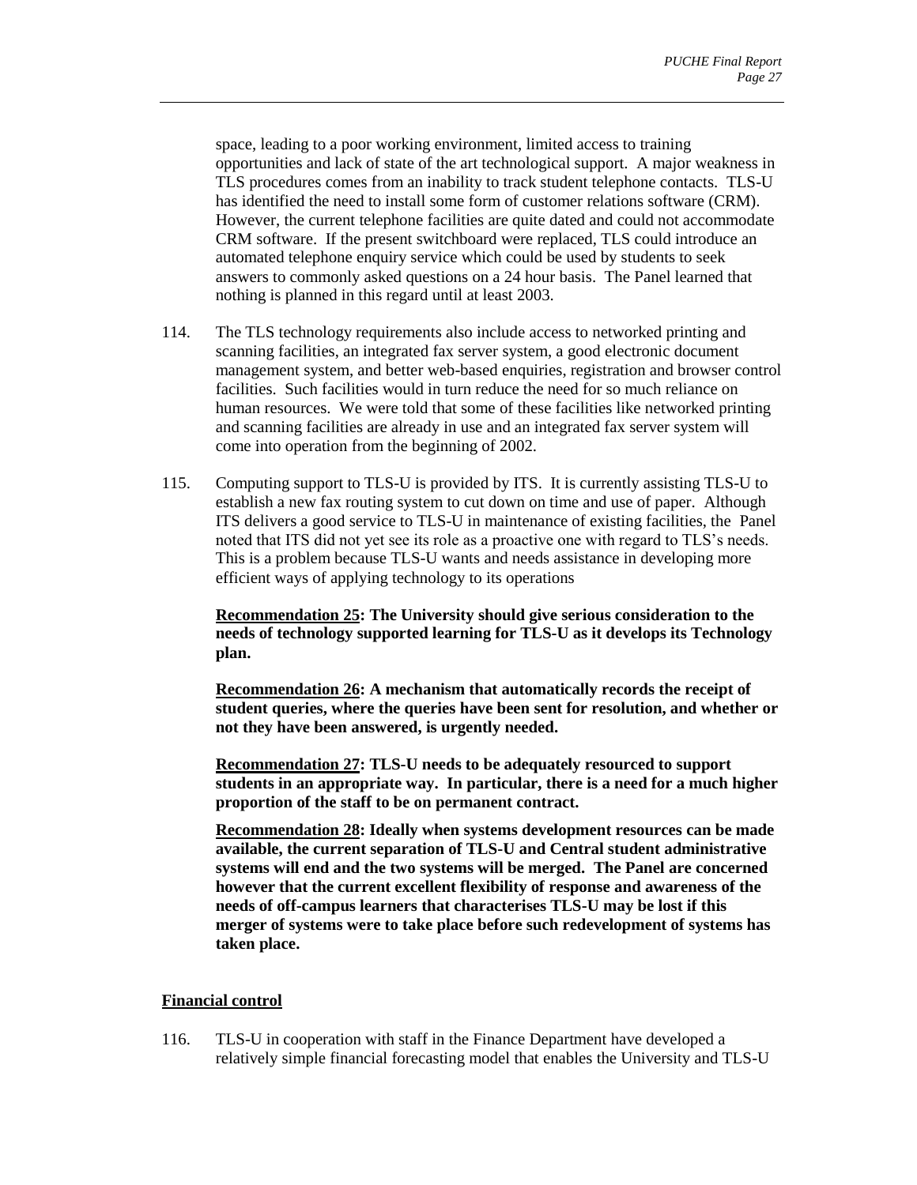space, leading to a poor working environment, limited access to training opportunities and lack of state of the art technological support. A major weakness in TLS procedures comes from an inability to track student telephone contacts. TLS-U has identified the need to install some form of customer relations software (CRM). However, the current telephone facilities are quite dated and could not accommodate CRM software. If the present switchboard were replaced, TLS could introduce an automated telephone enquiry service which could be used by students to seek answers to commonly asked questions on a 24 hour basis. The Panel learned that nothing is planned in this regard until at least 2003.

114. The TLS technology requirements also include access to networked printing and scanning facilities, an integrated fax server system, a good electronic document management system, and better web-based enquiries, registration and browser control facilities. Such facilities would in turn reduce the need for so much reliance on human resources. We were told that some of these facilities like networked printing and scanning facilities are already in use and an integrated fax server system will come into operation from the beginning of 2002.

115. Computing support to TLS-U is provided by ITS. It is currently assisting TLS-U to establish a new fax routing system to cut down on time and use of paper. Although ITS delivers a good service to TLS-U in maintenance of existing facilities, the Panel noted that ITS did not yet see its role as a proactive one with regard to TLS's needs. This is a problem because TLS-U wants and needs assistance in developing more efficient ways of applying technology to its operations

**<u>Recommendation 25</u>: The University should give serious consideration to the needs of technology supported learning for TLS-U as it develops its Technology plan.**

**<u>Recommendation 26</u>: A mechanism that automatically records the receipt of student queries, where the queries have been sent for resolution, and whether or not they have been answered, is urgently needed.**

**<u>Recommendation 27</u>: TLS-U needs to be adequately resourced to support students in an appropriate way. In particular, there is a need for a much higher proportion of the staff to be on permanent contract.**

**<u>Recommendation 28</u>: Ideally when systems development resources can be made available, the current separation of TLS-U and Central student administrative systems will end and the two systems will be merged. The Panel are concerned however that the current excellent flexibility of response and awareness of the needs of off-campus learners that characterises TLS-U may be lost if this merger of systems were to take place before such redevelopment of systems has taken place.**

## <u>Financial control</u>

116. TLS-U in cooperation with staff in the Finance Department have developed a relatively simple financial forecasting model that enables the University and TLS-U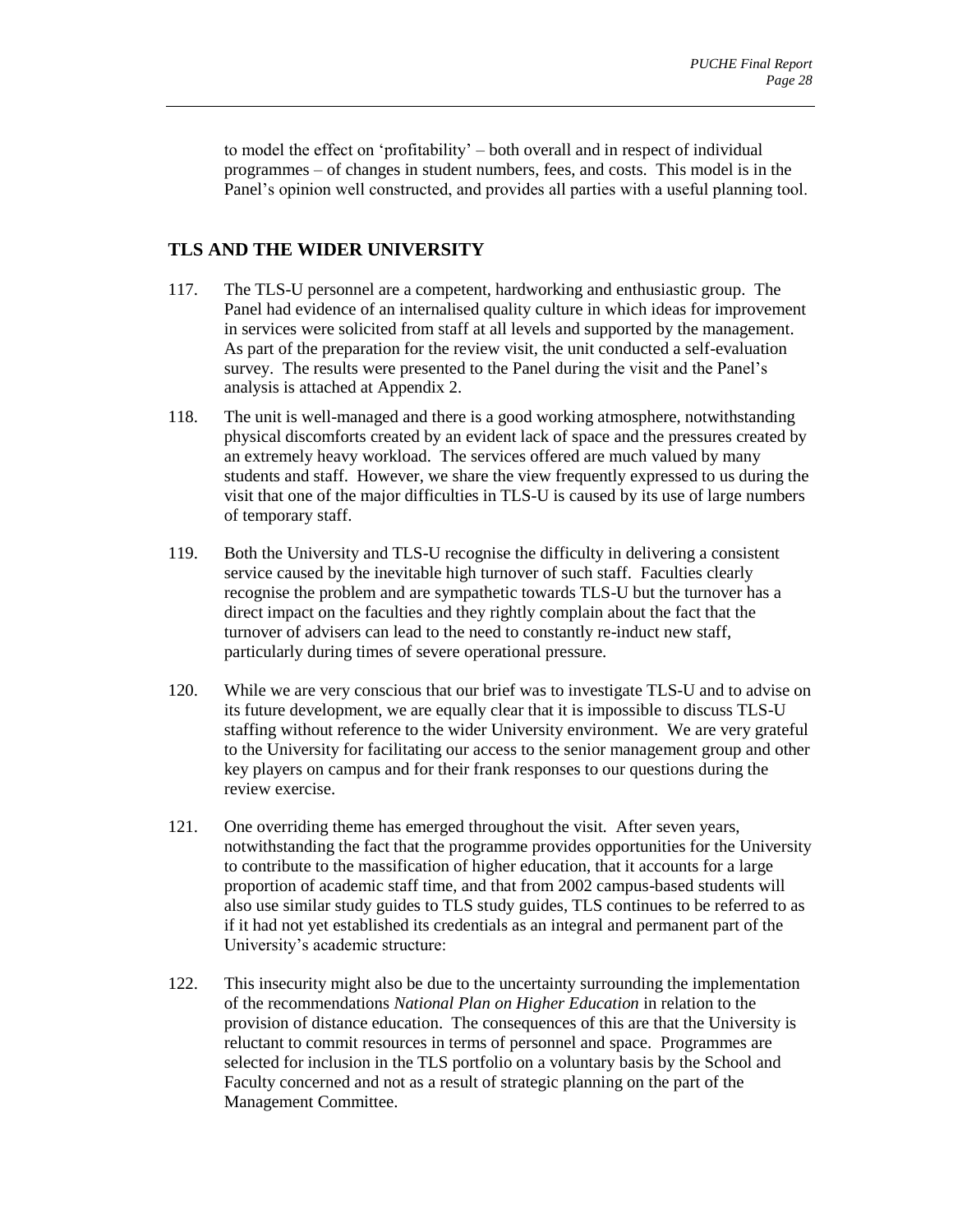to model the effect on 'profitability' – both overall and in respect of individual programmes – of changes in student numbers, fees, and costs. This model is in the Panel's opinion well constructed, and provides all parties with a useful planning tool.

## TLS AND THE WIDER UNIVERSITY

117. The TLS-U personnel are a competent, hardworking and enthusiastic group. The Panel had evidence of an internalised quality culture in which ideas for improvement in services were solicited from staff at all levels and supported by the management. As part of the preparation for the review visit, the unit conducted a self-evaluation survey. The results were presented to the Panel during the visit and the Panel's analysis is attached at Appendix 2.

118. The unit is well-managed and there is a good working atmosphere, notwithstanding physical discomforts created by an evident lack of space and the pressures created by an extremely heavy workload. The services offered are much valued by many students and staff. However, we share the view frequently expressed to us during the visit that one of the major difficulties in TLS-U is caused by its use of large numbers of temporary staff.

119. Both the University and TLS-U recognise the difficulty in delivering a consistent service caused by the inevitable high turnover of such staff. Faculties clearly recognise the problem and are sympathetic towards TLS-U but the turnover has a direct impact on the faculties and they rightly complain about the fact that the turnover of advisers can lead to the need to constantly re-induct new staff, particularly during times of severe operational pressure.

120. While we are very conscious that our brief was to investigate TLS-U and to advise on its future development, we are equally clear that it is impossible to discuss TLS-U staffing without reference to the wider University environment. We are very grateful to the University for facilitating our access to the senior management group and other key players on campus and for their frank responses to our questions during the review exercise.

121. One overriding theme has emerged throughout the visit. After seven years, notwithstanding the fact that the programme provides opportunities for the University to contribute to the massification of higher education, that it accounts for a large proportion of academic staff time, and that from 2002 campus-based students will also use similar study guides to TLS study guides, TLS continues to be referred to as if it had not yet established its credentials as an integral and permanent part of the University's academic structure:

122. This insecurity might also be due to the uncertainty surrounding the implementation of the recommendations *National Plan on Higher Education* in relation to the provision of distance education. The consequences of this are that the University is reluctant to commit resources in terms of personnel and space. Programmes are selected for inclusion in the TLS portfolio on a voluntary basis by the School and Faculty concerned and not as a result of strategic planning on the part of the Management Committee.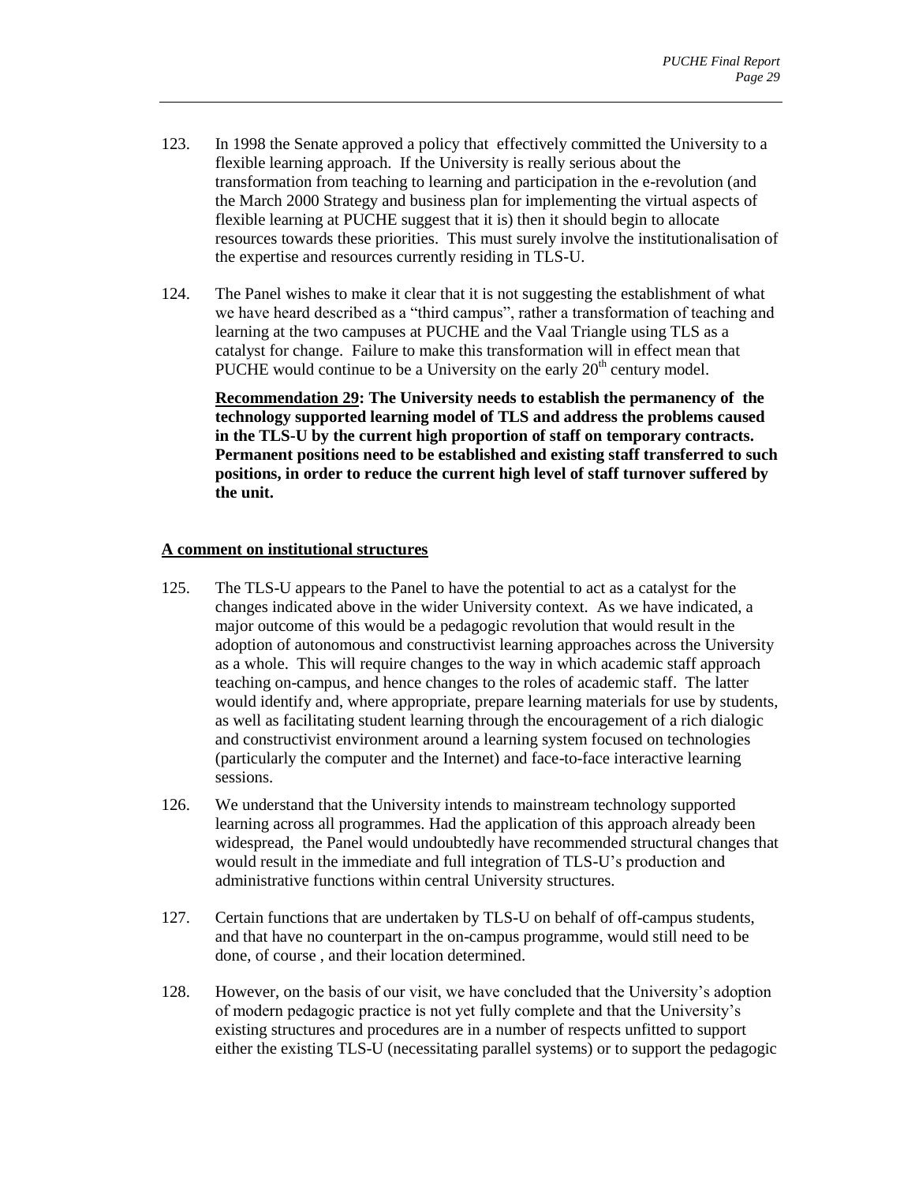123. In 1998 the Senate approved a policy that effectively committed the University to a flexible learning approach. If the University is really serious about the transformation from teaching to learning and participation in the e-revolution (and the March 2000 Strategy and business plan for implementing the virtual aspects of flexible learning at PUCHE suggest that it is) then it should begin to allocate resources towards these priorities. This must surely involve the institutionalisation of the expertise and resources currently residing in TLS-U.

124. The Panel wishes to make it clear that it is not suggesting the establishment of what we have heard described as a "third campus", rather a transformation of teaching and learning at the two campuses at PUCHE and the Vaal Triangle using TLS as a catalyst for change. Failure to make this transformation will in effect mean that PUCHE would continue to be a University on the early 20th century model.

**Recommendation 29: The University needs to establish the permanency of the technology supported learning model of TLS and address the problems caused in the TLS-U by the current high proportion of staff on temporary contracts. Permanent positions need to be established and existing staff transferred to such positions, in order to reduce the current high level of staff turnover suffered by the unit.**

## A comment on institutional structures

125. The TLS-U appears to the Panel to have the potential to act as a catalyst for the changes indicated above in the wider University context. As we have indicated, a major outcome of this would be a pedagogic revolution that would result in the adoption of autonomous and constructivist learning approaches across the University as a whole. This will require changes to the way in which academic staff approach teaching on-campus, and hence changes to the roles of academic staff. The latter would identify and, where appropriate, prepare learning materials for use by students, as well as facilitating student learning through the encouragement of a rich dialogic and constructivist environment around a learning system focused on technologies (particularly the computer and the Internet) and face-to-face interactive learning sessions.

126. We understand that the University intends to mainstream technology supported learning across all programmes. Had the application of this approach already been widespread, the Panel would undoubtedly have recommended structural changes that would result in the immediate and full integration of TLS-U's production and administrative functions within central University structures.

127. Certain functions that are undertaken by TLS-U on behalf of off-campus students, and that have no counterpart in the on-campus programme, would still need to be done, of course , and their location determined.

128. However, on the basis of our visit, we have concluded that the University's adoption of modern pedagogic practice is not yet fully complete and that the University's existing structures and procedures are in a number of respects unfitted to support either the existing TLS-U (necessitating parallel systems) or to support the pedagogic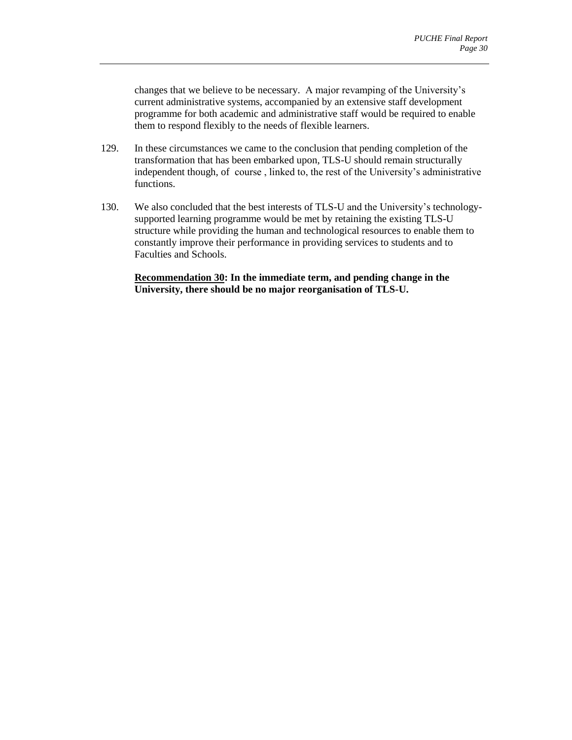changes that we believe to be necessary. A major revamping of the University's current administrative systems, accompanied by an extensive staff development programme for both academic and administrative staff would be required to enable them to respond flexibly to the needs of flexible learners.

129. In these circumstances we came to the conclusion that pending completion of the transformation that has been embarked upon, TLS-U should remain structurally independent though, of course , linked to, the rest of the University's administrative functions.

130. We also concluded that the best interests of TLS-U and the University's technology-supported learning programme would be met by retaining the existing TLS-U structure while providing the human and technological resources to enable them to constantly improve their performance in providing services to students and to Faculties and Schools.

**Recommendation 30: In the immediate term, and pending change in the University, there should be no major reorganisation of TLS-U.**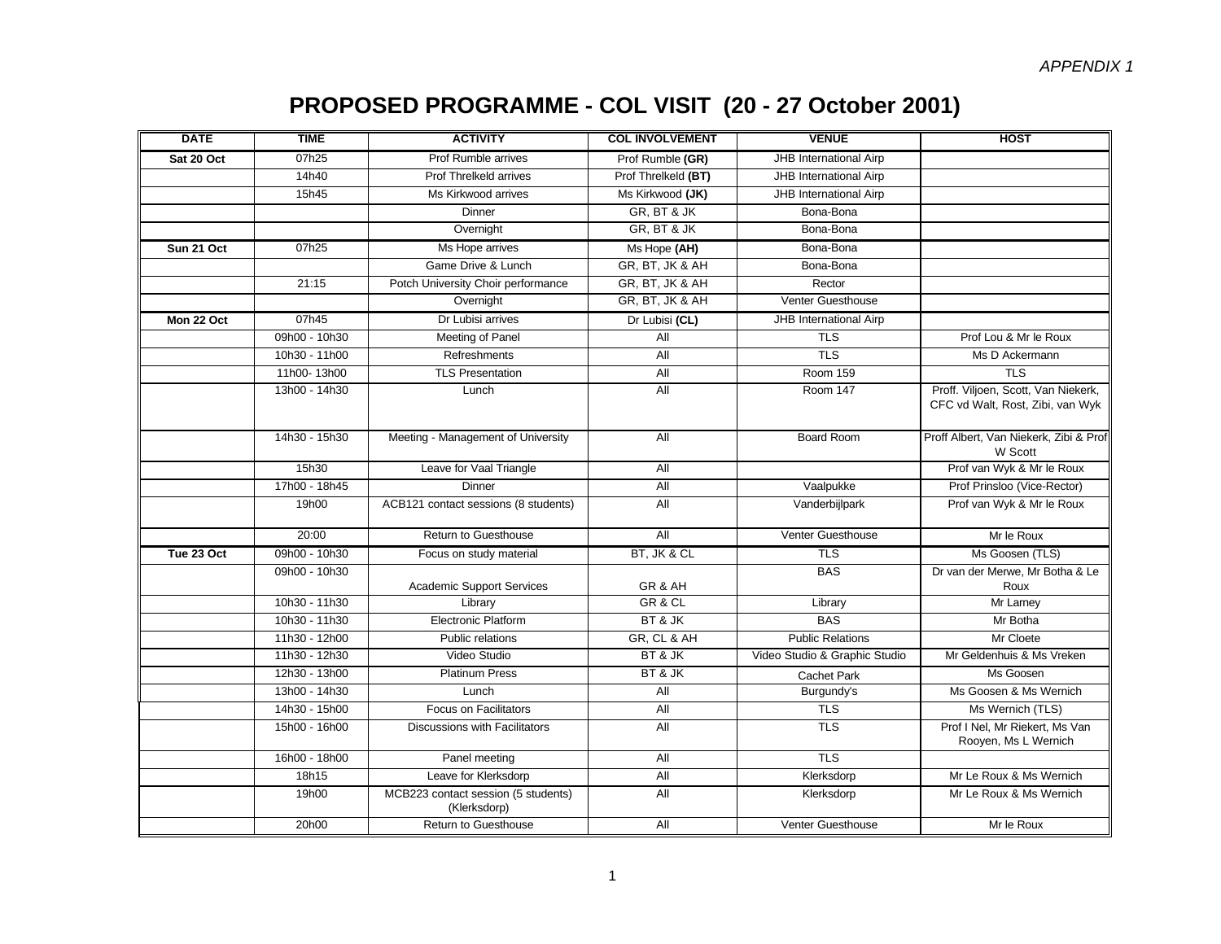*APPENDIX 1*

# PROPOSED PROGRAMME - COL VISIT (20 - 27 October 2001)

| DATE | TIME | ACTIVITY | COL INVOLVEMENT | VENUE | HOST |
|---|---|---|---|---|---|
| **Sat 20 Oct** | 07h25 | Prof Rumble arrives | Prof Rumble **(GR)** | JHB International Airp | |
| | 14h40 | Prof Threlkeld arrives | Prof Threlkeld **(BT)** | JHB International Airp | |
| | 15h45 | Ms Kirkwood arrives | Ms Kirkwood **(JK)** | JHB International Airp | |
| | | Dinner | GR, BT & JK | Bona-Bona | |
| | | Overnight | GR, BT & JK | Bona-Bona | |
| **Sun 21 Oct** | 07h25 | Ms Hope arrives | Ms Hope **(AH)** | Bona-Bona | |
| | | Game Drive & Lunch | GR, BT, JK & AH | Bona-Bona | |
| | 21:15 | Potch University Choir performance | GR, BT, JK & AH | Rector | |
| | | Overnight | GR, BT, JK & AH | Venter Guesthouse | |
| **Mon 22 Oct** | 07h45 | Dr Lubisi arrives | Dr Lubisi **(CL)** | JHB International Airp | |
| | 09h00 - 10h30 | Meeting of Panel | All | TLS | Prof Lou & Mr le Roux |
| | 10h30 - 11h00 | Refreshments | All | TLS | Ms D Ackermann |
| | 11h00- 13h00 | TLS Presentation | All | Room 159 | TLS |
| | 13h00 - 14h30 | Lunch | All | Room 147 | Proff. Viljoen, Scott, Van Niekerk, CFC vd Walt, Rost, Zibi, van Wyk |
| | 14h30 - 15h30 | Meeting - Management of University | All | Board Room | Proff Albert, Van Niekerk, Zibi & Prof W Scott |
| | 15h30 | Leave for Vaal Triangle | All | | Prof van Wyk & Mr le Roux |
| | 17h00 - 18h45 | Dinner | All | Vaalpukke | Prof Prinsloo (Vice-Rector) |
| | 19h00 | ACB121 contact sessions (8 students) | All | Vanderbijlpark | Prof van Wyk & Mr le Roux |
| | 20:00 | Return to Guesthouse | All | Venter Guesthouse | Mr le Roux |
| **Tue 23 Oct** | 09h00 - 10h30 | Focus on study material | BT, JK & CL | TLS | Ms Goosen (TLS) |
| | 09h00 - 10h30 | Academic Support Services | GR & AH | BAS | Dr van der Merwe, Mr Botha & Le Roux |
| | 10h30 - 11h30 | Library | GR & CL | Library | Mr Larney |
| | 10h30 - 11h30 | Electronic Platform | BT & JK | BAS | Mr Botha |
| | 11h30 - 12h00 | Public relations | GR, CL & AH | Public Relations | Mr Cloete |
| | 11h30 - 12h30 | Video Studio | BT & JK | Video Studio & Graphic Studio | Mr Geldenhuis & Ms Vreken |
| | 12h30 - 13h00 | Platinum Press | BT & JK | Cachet Park | Ms Goosen |
| | 13h00 - 14h30 | Lunch | All | Burgundy's | Ms Goosen & Ms Wernich |
| | 14h30 - 15h00 | Focus on Facilitators | All | TLS | Ms Wernich (TLS) |
| | 15h00 - 16h00 | Discussions with Facilitators | All | TLS | Prof I Nel, Mr Riekert, Ms Van Rooyen, Ms L Wernich |
| | 16h00 - 18h00 | Panel meeting | All | TLS | |
| | 18h15 | Leave for Klerksdorp | All | Klerksdorp | Mr Le Roux & Ms Wernich |
| | 19h00 | MCB223 contact session (5 students) (Klerksdorp) | All | Klerksdorp | Mr Le Roux & Ms Wernich |
| | 20h00 | Return to Guesthouse | All | Venter Guesthouse | Mr le Roux |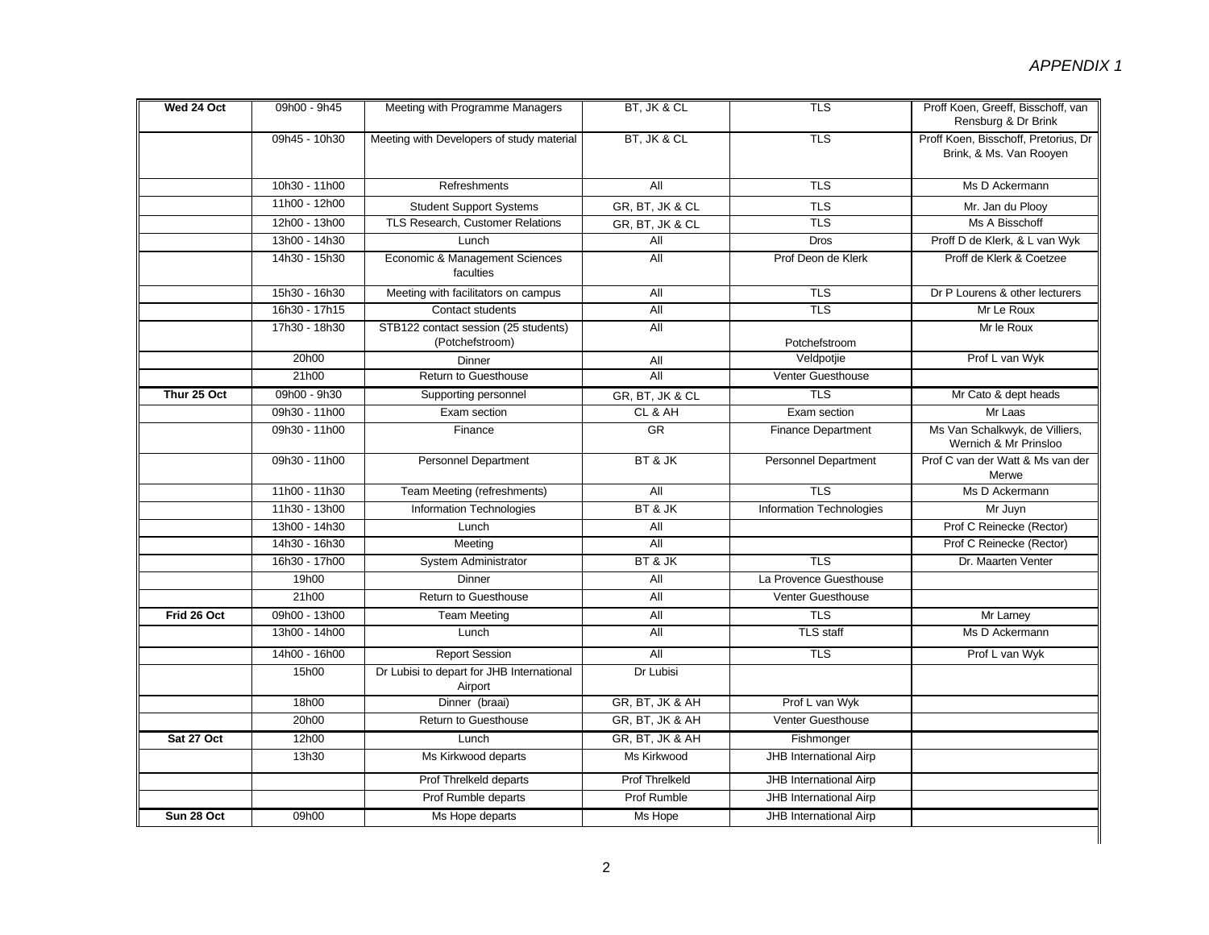*APPENDIX 1*

| | | | | | |
|---|---|---|---|---|---|
| **Wed 24 Oct** | 09h00 - 9h45 | Meeting with Programme Managers | BT, JK & CL | TLS | Proff Koen, Greeff, Bisschoff, van Rensburg & Dr Brink |
| | 09h45 - 10h30 | Meeting with Developers of study material | BT, JK & CL | TLS | Proff Koen, Bisschoff, Pretorius, Dr Brink, & Ms. Van Rooyen |
| | 10h30 - 11h00 | Refreshments | All | TLS | Ms D Ackermann |
| | 11h00 - 12h00 | Student Support Systems | GR, BT, JK & CL | TLS | Mr. Jan du Plooy |
| | 12h00 - 13h00 | TLS Research, Customer Relations | GR, BT, JK & CL | TLS | Ms A Bisschoff |
| | 13h00 - 14h30 | Lunch | All | Dros | Proff D de Klerk, & L van Wyk |
| | 14h30 - 15h30 | Economic & Management Sciences faculties | All | Prof Deon de Klerk | Proff de Klerk & Coetzee |
| | 15h30 - 16h30 | Meeting with facilitators on campus | All | TLS | Dr P Lourens & other lecturers |
| | 16h30 - 17h15 | Contact students | All | TLS | Mr Le Roux |
| | 17h30 - 18h30 | STB122 contact session (25 students) (Potchefstroom) | All | Potchefstroom | Mr le Roux |
| | 20h00 | Dinner | All | Veldpotjie | Prof L van Wyk |
| | 21h00 | Return to Guesthouse | All | Venter Guesthouse | |
| **Thur 25 Oct** | 09h00 - 9h30 | Supporting personnel | GR, BT, JK & CL | TLS | Mr Cato & dept heads |
| | 09h30 - 11h00 | Exam section | CL & AH | Exam section | Mr Laas |
| | 09h30 - 11h00 | Finance | GR | Finance Department | Ms Van Schalkwyk, de Villiers, Wernich & Mr Prinsloo |
| | 09h30 - 11h00 | Personnel Department | BT & JK | Personnel Department | Prof C van der Watt & Ms van der Merwe |
| | 11h00 - 11h30 | Team Meeting (refreshments) | All | TLS | Ms D Ackermann |
| | 11h30 - 13h00 | Information Technologies | BT & JK | Information Technologies | Mr Juyn |
| | 13h00 - 14h30 | Lunch | All | | Prof C Reinecke (Rector) |
| | 14h30 - 16h30 | Meeting | All | | Prof C Reinecke (Rector) |
| | 16h30 - 17h00 | System Administrator | BT & JK | TLS | Dr. Maarten Venter |
| | 19h00 | Dinner | All | La Provence Guesthouse | |
| | 21h00 | Return to Guesthouse | All | Venter Guesthouse | |
| **Frid 26 Oct** | 09h00 - 13h00 | Team Meeting | All | TLS | Mr Larney |
| | 13h00 - 14h00 | Lunch | All | TLS staff | Ms D Ackermann |
| | 14h00 - 16h00 | Report Session | All | TLS | Prof L van Wyk |
| | 15h00 | Dr Lubisi to depart for JHB International Airport | Dr Lubisi | | |
| | 18h00 | Dinner (braai) | GR, BT, JK & AH | Prof L van Wyk | |
| | 20h00 | Return to Guesthouse | GR, BT, JK & AH | Venter Guesthouse | |
| **Sat 27 Oct** | 12h00 | Lunch | GR, BT, JK & AH | Fishmonger | |
| | 13h30 | Ms Kirkwood departs | Ms Kirkwood | JHB International Airp | |
| | | Prof Threlkeld departs | Prof Threlkeld | JHB International Airp | |
| | | Prof Rumble departs | Prof Rumble | JHB International Airp | |
| **Sun 28 Oct** | 09h00 | Ms Hope departs | Ms Hope | JHB International Airp | |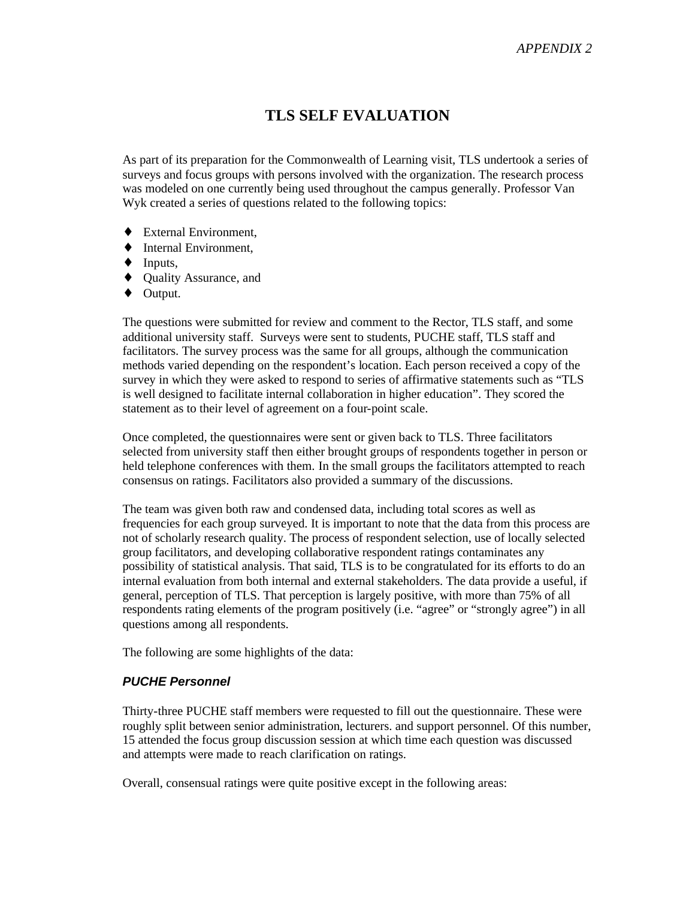APPENDIX 2

# TLS SELF EVALUATION

As part of its preparation for the Commonwealth of Learning visit, TLS undertook a series of surveys and focus groups with persons involved with the organization. The research process was modeled on one currently being used throughout the campus generally. Professor Van Wyk created a series of questions related to the following topics:

- External Environment,
- Internal Environment,
- Inputs,
- Quality Assurance, and
- Output.

The questions were submitted for review and comment to the Rector, TLS staff, and some additional university staff. Surveys were sent to students, PUCHE staff, TLS staff and facilitators. The survey process was the same for all groups, although the communication methods varied depending on the respondent's location. Each person received a copy of the survey in which they were asked to respond to series of affirmative statements such as "TLS is well designed to facilitate internal collaboration in higher education". They scored the statement as to their level of agreement on a four-point scale.

Once completed, the questionnaires were sent or given back to TLS. Three facilitators selected from university staff then either brought groups of respondents together in person or held telephone conferences with them. In the small groups the facilitators attempted to reach consensus on ratings. Facilitators also provided a summary of the discussions.

The team was given both raw and condensed data, including total scores as well as frequencies for each group surveyed. It is important to note that the data from this process are not of scholarly research quality. The process of respondent selection, use of locally selected group facilitators, and developing collaborative respondent ratings contaminates any possibility of statistical analysis. That said, TLS is to be congratulated for its efforts to do an internal evaluation from both internal and external stakeholders. The data provide a useful, if general, perception of TLS. That perception is largely positive, with more than 75% of all respondents rating elements of the program positively (i.e. "agree" or "strongly agree") in all questions among all respondents.

The following are some highlights of the data:

### *PUCHE Personnel*

Thirty-three PUCHE staff members were requested to fill out the questionnaire. These were roughly split between senior administration, lecturers. and support personnel. Of this number, 15 attended the focus group discussion session at which time each question was discussed and attempts were made to reach clarification on ratings.

Overall, consensual ratings were quite positive except in the following areas: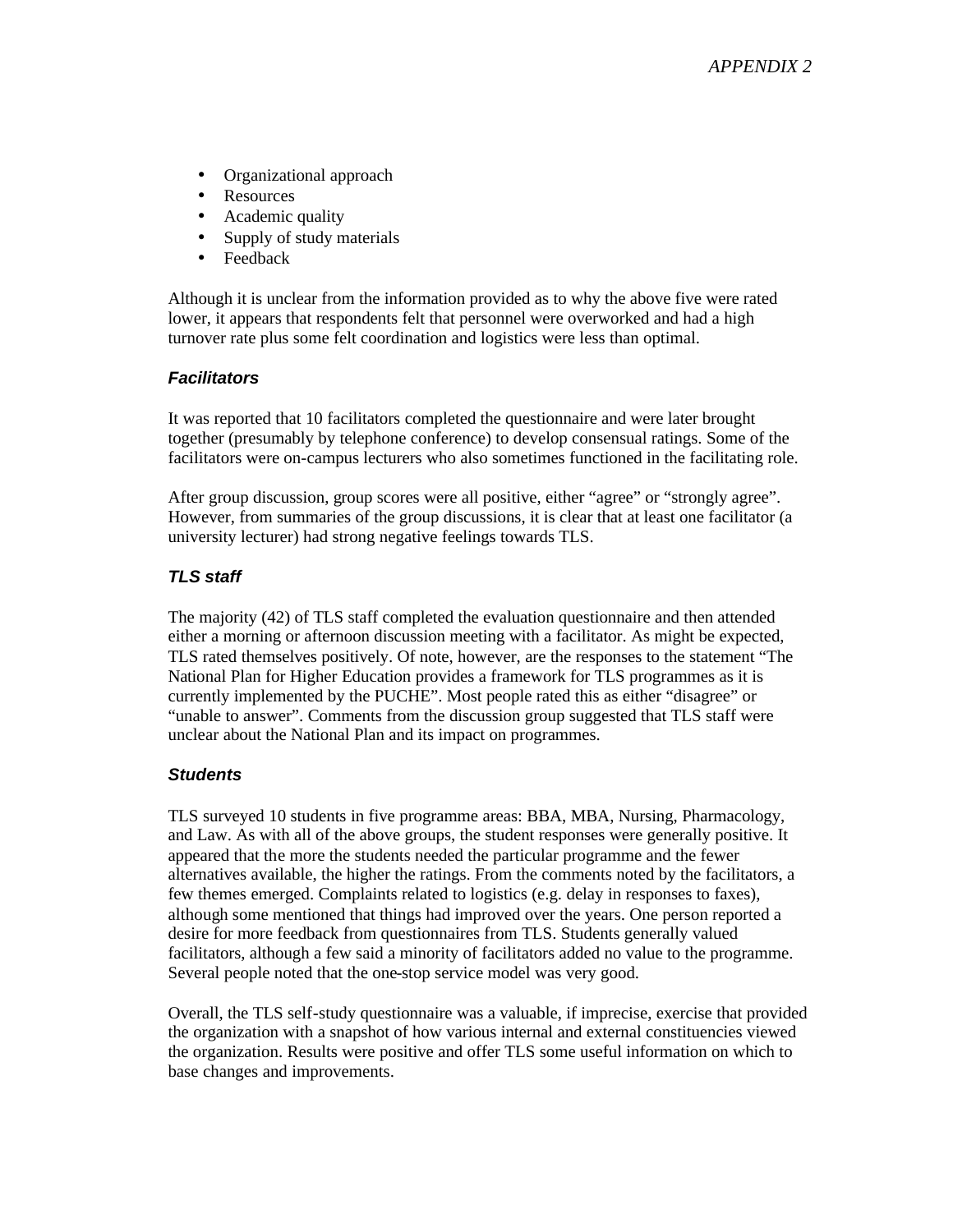- Organizational approach
- Resources
- Academic quality
- Supply of study materials
- Feedback

Although it is unclear from the information provided as to why the above five were rated lower, it appears that respondents felt that personnel were overworked and had a high turnover rate plus some felt coordination and logistics were less than optimal.

### *Facilitators*

It was reported that 10 facilitators completed the questionnaire and were later brought together (presumably by telephone conference) to develop consensual ratings. Some of the facilitators were on-campus lecturers who also sometimes functioned in the facilitating role.

After group discussion, group scores were all positive, either "agree" or "strongly agree". However, from summaries of the group discussions, it is clear that at least one facilitator (a university lecturer) had strong negative feelings towards TLS.

### *TLS staff*

The majority (42) of TLS staff completed the evaluation questionnaire and then attended either a morning or afternoon discussion meeting with a facilitator. As might be expected, TLS rated themselves positively. Of note, however, are the responses to the statement "The National Plan for Higher Education provides a framework for TLS programmes as it is currently implemented by the PUCHE". Most people rated this as either "disagree" or "unable to answer". Comments from the discussion group suggested that TLS staff were unclear about the National Plan and its impact on programmes.

### *Students*

TLS surveyed 10 students in five programme areas: BBA, MBA, Nursing, Pharmacology, and Law. As with all of the above groups, the student responses were generally positive. It appeared that the more the students needed the particular programme and the fewer alternatives available, the higher the ratings. From the comments noted by the facilitators, a few themes emerged. Complaints related to logistics (e.g. delay in responses to faxes), although some mentioned that things had improved over the years. One person reported a desire for more feedback from questionnaires from TLS. Students generally valued facilitators, although a few said a minority of facilitators added no value to the programme. Several people noted that the one-stop service model was very good.

Overall, the TLS self-study questionnaire was a valuable, if imprecise, exercise that provided the organization with a snapshot of how various internal and external constituencies viewed the organization. Results were positive and offer TLS some useful information on which to base changes and improvements.